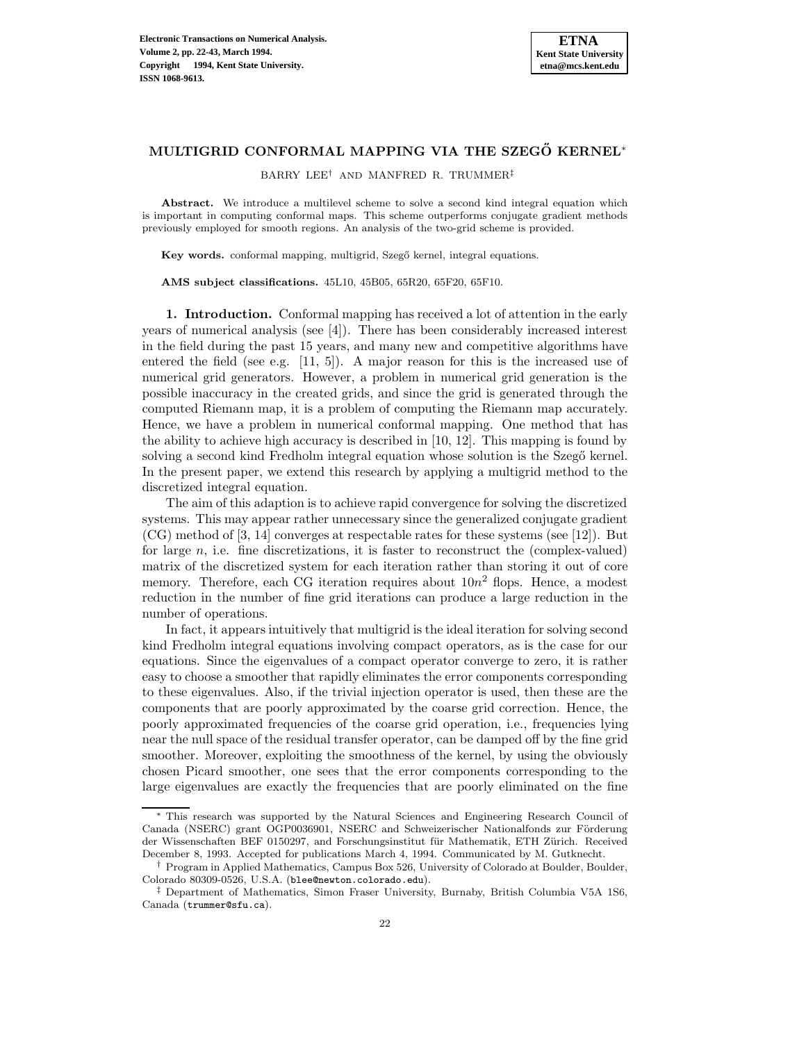# MULTIGRID CONFORMAL MAPPING VIA THE SZEGŐ KERNEL*

BARRY LEE† AND MANFRED R. TRUMMER‡

**Abstract.** We introduce a multilevel scheme to solve a second kind integral equation which is important in computing conformal maps. This scheme outperforms conjugate gradient methods previously employed for smooth regions. An analysis of the two-grid scheme is provided.

**Key words.** conformal mapping, multigrid, Szegő kernel, integral equations.

**AMS subject classifications.** 45L10, 45B05, 65R20, 65F20, 65F10.

## 1. Introduction.

Conformal mapping has received a lot of attention in the early years of numerical analysis (see [4]). There has been considerably increased interest in the field during the past 15 years, and many new and competitive algorithms have entered the field (see e.g. [11, 5]). A major reason for this is the increased use of numerical grid generators. However, a problem in numerical grid generation is the possible inaccuracy in the created grids, and since the grid is generated through the computed Riemann map, it is a problem of computing the Riemann map accurately. Hence, we have a problem in numerical conformal mapping. One method that has the ability to achieve high accuracy is described in [10, 12]. This mapping is found by solving a second kind Fredholm integral equation whose solution is the Szegő kernel. In the present paper, we extend this research by applying a multigrid method to the discretized integral equation.

The aim of this adaption is to achieve rapid convergence for solving the discretized systems. This may appear rather unnecessary since the generalized conjugate gradient (CG) method of [3, 14] converges at respectable rates for these systems (see [12]). But for large $n$, i.e. fine discretizations, it is faster to reconstruct the (complex-valued) matrix of the discretized system for each iteration rather than storing it out of core memory. Therefore, each CG iteration requires about $10n^2$ flops. Hence, a modest reduction in the number of fine grid iterations can produce a large reduction in the number of operations.

In fact, it appears intuitively that multigrid is the ideal iteration for solving second kind Fredholm integral equations involving compact operators, as is the case for our equations. Since the eigenvalues of a compact operator converge to zero, it is rather easy to choose a smoother that rapidly eliminates the error components corresponding to these eigenvalues. Also, if the trivial injection operator is used, then these are the components that are poorly approximated by the coarse grid correction. Hence, the poorly approximated frequencies of the coarse grid operation, i.e., frequencies lying near the null space of the residual transfer operator, can be damped off by the fine grid smoother. Moreover, exploiting the smoothness of the kernel, by using the obviously chosen Picard smoother, one sees that the error components corresponding to the large eigenvalues are exactly the frequencies that are poorly eliminated on the fine

---

\* This research was supported by the Natural Sciences and Engineering Research Council of Canada (NSERC) grant OGP0036901, NSERC and Schweizerischer Nationalfonds zur Förderung der Wissenschaften BEF 0150297, and Forschungsinstitut für Mathematik, ETH Zürich. Received December 8, 1993. Accepted for publications March 4, 1994. Communicated by M. Gutknecht.

† Program in Applied Mathematics, Campus Box 526, University of Colorado at Boulder, Boulder, Colorado 80309-0526, U.S.A. (blee@newton.colorado.edu).

‡ Department of Mathematics, Simon Fraser University, Burnaby, British Columbia V5A 1S6, Canada (trummer@sfu.ca).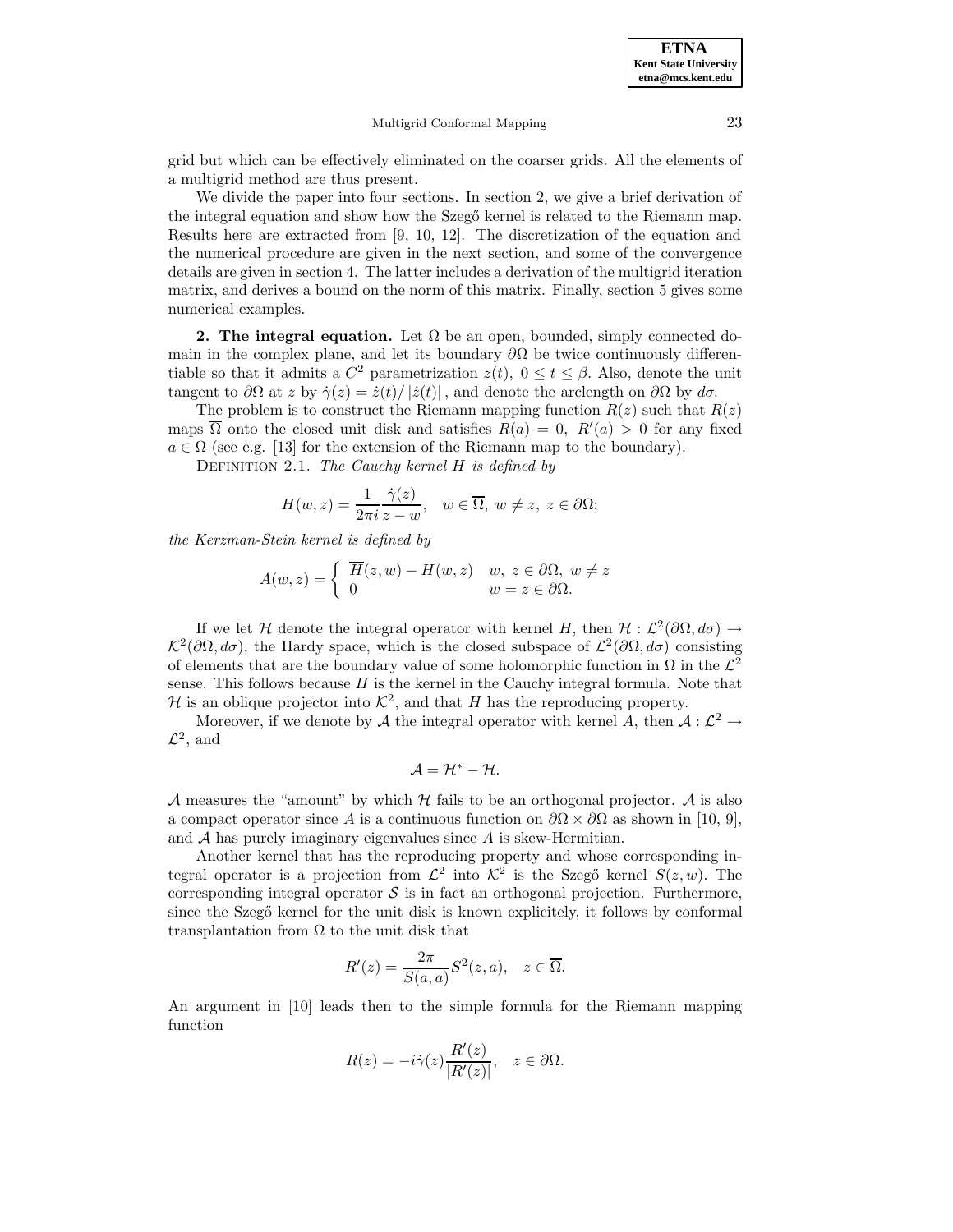grid but which can be effectively eliminated on the coarser grids. All the elements of a multigrid method are thus present.

We divide the paper into four sections. In section 2, we give a brief derivation of the integral equation and show how the Szegő kernel is related to the Riemann map. Results here are extracted from [9, 10, 12]. The discretization of the equation and the numerical procedure are given in the next section, and some of the convergence details are given in section 4. The latter includes a derivation of the multigrid iteration matrix, and derives a bound on the norm of this matrix. Finally, section 5 gives some numerical examples.

## 2. The integral equation.

Let $\Omega$ be an open, bounded, simply connected domain in the complex plane, and let its boundary $\partial\Omega$ be twice continuously differentiable so that it admits a $C^2$ parametrization $z(t)$, $0 \le t \le \beta$. Also, denote the unit tangent to $\partial\Omega$ at $z$ by $\dot{\gamma}(z) = \dot{z}(t)/\left|\dot{z}(t)\right|$, and denote the arclength on $\partial\Omega$ by $d\sigma$.

The problem is to construct the Riemann mapping function $R(z)$ such that $R(z)$ maps $\overline{\Omega}$ onto the closed unit disk and satisfies $R(a) = 0$, $R'(a) > 0$ for any fixed $a \in \Omega$ (see e.g. [13] for the extension of the Riemann map to the boundary).

Definition 2.1. *The Cauchy kernel $H$ is defined by*

$$H(w, z) = \frac{1}{2\pi i}\frac{\dot{\gamma}(z)}{z - w}, \quad w \in \overline{\Omega},\ w \neq z,\ z \in \partial\Omega;$$

*the Kerzman-Stein kernel is defined by*

$$A(w, z) = \begin{cases} \overline{H}(z, w) - H(w, z) & w,\ z \in \partial\Omega,\ w \neq z \\ 0 & w = z \in \partial\Omega. \end{cases}$$

If we let $\mathcal{H}$ denote the integral operator with kernel $H$, then $\mathcal{H} : \mathcal{L}^2(\partial\Omega, d\sigma) \to \mathcal{K}^2(\partial\Omega, d\sigma)$, the Hardy space, which is the closed subspace of $\mathcal{L}^2(\partial\Omega, d\sigma)$ consisting of elements that are the boundary value of some holomorphic function in $\Omega$ in the $\mathcal{L}^2$ sense. This follows because $H$ is the kernel in the Cauchy integral formula. Note that $\mathcal{H}$ is an oblique projector into $\mathcal{K}^2$, and that $H$ has the reproducing property.

Moreover, if we denote by $\mathcal{A}$ the integral operator with kernel $A$, then $\mathcal{A} : \mathcal{L}^2 \to \mathcal{L}^2$, and

$$\mathcal{A} = \mathcal{H}^* - \mathcal{H}.$$

$\mathcal{A}$ measures the "amount" by which $\mathcal{H}$ fails to be an orthogonal projector. $\mathcal{A}$ is also a compact operator since $A$ is a continuous function on $\partial\Omega \times \partial\Omega$ as shown in [10, 9], and $\mathcal{A}$ has purely imaginary eigenvalues since $A$ is skew-Hermitian.

Another kernel that has the reproducing property and whose corresponding integral operator is a projection from $\mathcal{L}^2$ into $\mathcal{K}^2$ is the Szegő kernel $S(z, w)$. The corresponding integral operator $\mathcal{S}$ is in fact an orthogonal projection. Furthermore, since the Szegő kernel for the unit disk is known explicitely, it follows by conformal transplantation from $\Omega$ to the unit disk that

$$R'(z) = \frac{2\pi}{S(a, a)} S^2(z, a), \quad z \in \overline{\Omega}.$$

An argument in [10] leads then to the simple formula for the Riemann mapping function

$$R(z) = -i\dot{\gamma}(z)\frac{R'(z)}{|R'(z)|}, \quad z \in \partial\Omega.$$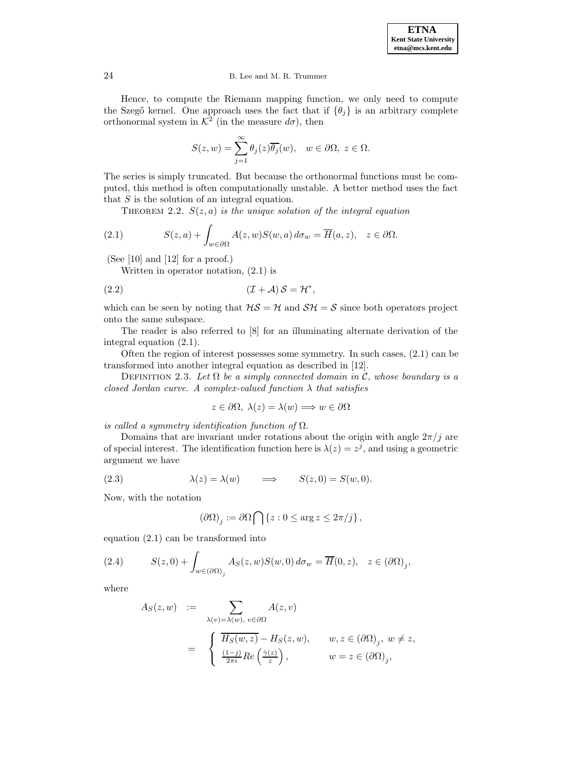Hence, to compute the Riemann mapping function, we only need to compute the Szegő kernel. One approach uses the fact that if $\{\theta_j\}$ is an arbitrary complete orthonormal system in $\mathcal{K}^2$ (in the measure $d\sigma$), then

$$S(z,w) = \sum_{j=1}^{\infty} \theta_j(z)\overline{\theta_j}(w), \quad w \in \partial\Omega,\ z \in \Omega.$$

The series is simply truncated. But because the orthonormal functions must be computed, this method is often computationally unstable. A better method uses the fact that $S$ is the solution of an integral equation.

THEOREM 2.2. *$S(z,a)$ is the unique solution of the integral equation*

$$S(z,a) + \int_{w\in\partial\Omega} A(z,w)S(w,a)\,d\sigma_w = \overline{H}(a,z), \quad z \in \partial\Omega. \tag{2.1}$$

(See [10] and [12] for a proof.)

Written in operator notation, (2.1) is

$$(\mathcal{I} + \mathcal{A})\,\mathcal{S} = \mathcal{H}^*, \tag{2.2}$$

which can be seen by noting that $\mathcal{HS} = \mathcal{H}$ and $\mathcal{SH} = \mathcal{S}$ since both operators project onto the same subspace.

The reader is also referred to [8] for an illuminating alternate derivation of the integral equation (2.1).

Often the region of interest possesses some symmetry. In such cases, (2.1) can be transformed into another integral equation as described in [12].

DEFINITION 2.3. *Let $\Omega$ be a simply connected domain in $\mathcal{C}$, whose boundary is a closed Jordan curve. A complex-valued function $\lambda$ that satisfies*

$$z \in \partial\Omega,\ \lambda(z) = \lambda(w) \Longrightarrow w \in \partial\Omega$$

*is called a symmetry identification function of $\Omega$.*

Domains that are invariant under rotations about the origin with angle $2\pi/j$ are of special interest. The identification function here is $\lambda(z) = z^j$, and using a geometric argument we have

$$\lambda(z) = \lambda(w) \qquad \Longrightarrow \qquad S(z,0) = S(w,0). \tag{2.3}$$

Now, with the notation

$$(\partial\Omega)_j := \partial\Omega \bigcap \{z : 0 \le \arg z \le 2\pi/j\},$$

equation (2.1) can be transformed into

$$S(z,0) + \int_{w\in(\partial\Omega)_j} A_S(z,w)S(w,0)\,d\sigma_w = \overline{H}(0,z), \quad z \in (\partial\Omega)_j, \tag{2.4}$$

where

$$\begin{aligned} A_S(z,w) &:= \sum_{\lambda(v)=\lambda(w),\ v\in\partial\Omega} A(z,v) \\ &= \begin{cases} \overline{H_S(w,z)} - H_S(z,w), & w,z \in (\partial\Omega)_j,\ w \ne z, \\ \frac{(1-j)}{2\pi i} Re\left(\frac{\dot{\gamma}(z)}{z}\right), & w = z \in (\partial\Omega)_j, \end{cases} \end{aligned}$$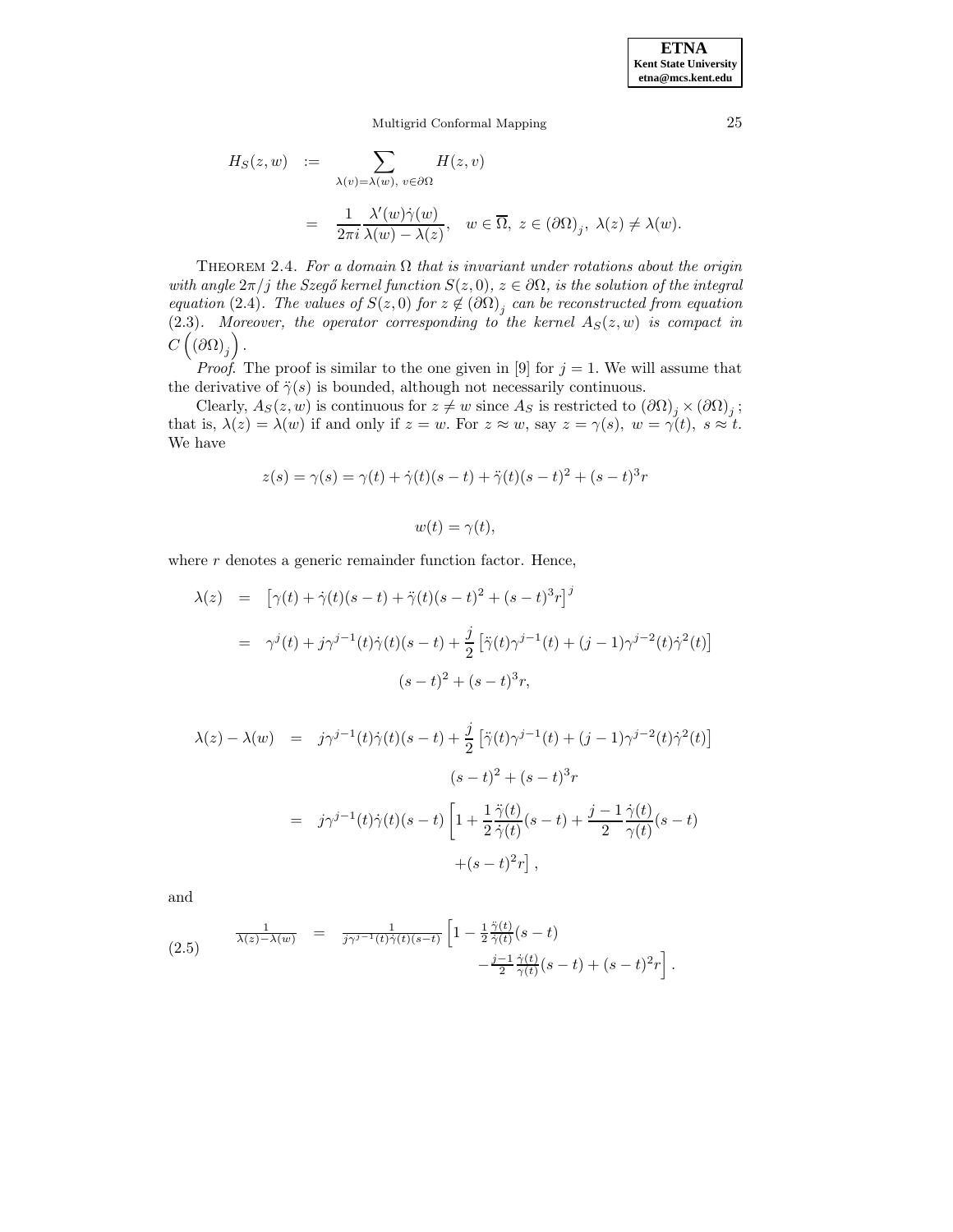$$
\begin{aligned}
H_S(z,w) \quad &:= \sum_{\lambda(v)=\lambda(w),\ v\in\partial\Omega} H(z,v) \\
&= \frac{1}{2\pi i}\frac{\lambda'(w)\dot\gamma(w)}{\lambda(w)-\lambda(z)}, \quad w\in\overline{\Omega},\ z\in(\partial\Omega)_j,\ \lambda(z)\neq\lambda(w).
\end{aligned}
$$

THEOREM 2.4. *For a domain $\Omega$ that is invariant under rotations about the origin with angle $2\pi/j$ the Szegő kernel function $S(z,0)$, $z\in\partial\Omega$, is the solution of the integral equation* (2.4)*. The values of $S(z,0)$ for $z\notin(\partial\Omega)_j$ can be reconstructed from equation* (2.3)*. Moreover, the operator corresponding to the kernel $A_S(z,w)$ is compact in $C\left((\partial\Omega)_j\right)$.*

*Proof*. The proof is similar to the one given in [9] for $j=1$. We will assume that the derivative of $\ddot\gamma(s)$ is bounded, although not necessarily continuous.

Clearly, $A_S(z,w)$ is continuous for $z\neq w$ since $A_S$ is restricted to $(\partial\Omega)_j\times(\partial\Omega)_j$; that is, $\lambda(z)=\lambda(w)$ if and only if $z=w$. For $z\approx w$, say $z=\gamma(s)$, $w=\gamma(t)$, $s\approx t$. We have

$$
z(s)=\gamma(s)=\gamma(t)+\dot\gamma(t)(s-t)+\ddot\gamma(t)(s-t)^2+(s-t)^3r
$$

$$
w(t)=\gamma(t),
$$

where $r$ denotes a generic remainder function factor. Hence,

$$
\begin{aligned}
\lambda(z) &= \left[\gamma(t)+\dot\gamma(t)(s-t)+\ddot\gamma(t)(s-t)^2+(s-t)^3r\right]^j \\
&= \gamma^j(t)+j\gamma^{j-1}(t)\dot\gamma(t)(s-t)+\frac{j}{2}\left[\ddot\gamma(t)\gamma^{j-1}(t)+(j-1)\gamma^{j-2}(t)\dot\gamma^2(t)\right] \\
&\qquad (s-t)^2+(s-t)^3r,
\end{aligned}
$$

$$
\begin{aligned}
\lambda(z)-\lambda(w) &= j\gamma^{j-1}(t)\dot\gamma(t)(s-t)+\frac{j}{2}\left[\ddot\gamma(t)\gamma^{j-1}(t)+(j-1)\gamma^{j-2}(t)\dot\gamma^2(t)\right] \\
&\qquad (s-t)^2+(s-t)^3r \\
&= j\gamma^{j-1}(t)\dot\gamma(t)(s-t)\left[1+\frac{1}{2}\frac{\ddot\gamma(t)}{\dot\gamma(t)}(s-t)+\frac{j-1}{2}\frac{\dot\gamma(t)}{\gamma(t)}(s-t)\right. \\
&\qquad \left.+(s-t)^2r\right],
\end{aligned}
$$

and

$$
\begin{aligned}
\frac{1}{\lambda(z)-\lambda(w)} &= \frac{1}{j\gamma^{j-1}(t)\dot\gamma(t)(s-t)}\left[1-\frac{1}{2}\frac{\ddot\gamma(t)}{\dot\gamma(t)}(s-t)\right. \\
&\qquad \left.-\frac{j-1}{2}\frac{\dot\gamma(t)}{\gamma(t)}(s-t)+(s-t)^2r\right].
\end{aligned}
\tag{2.5}
$$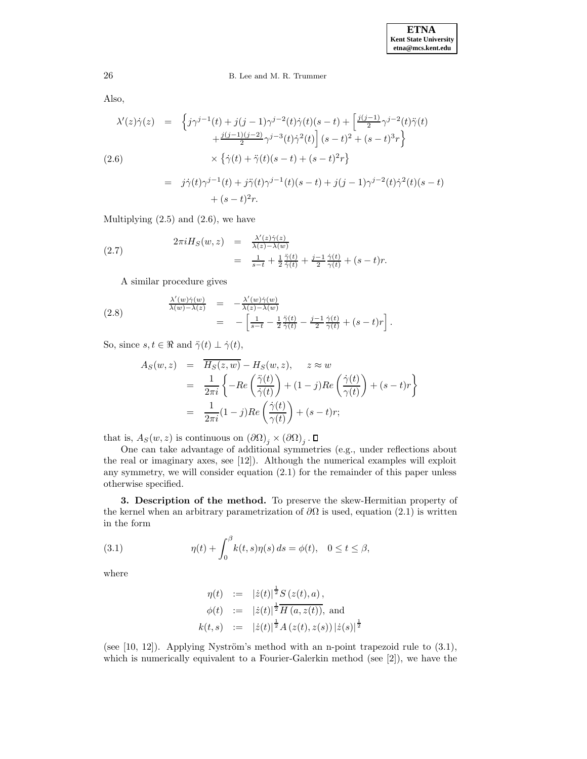Also,

$$
\begin{aligned}
\lambda'(z)\dot{\gamma}(z) &= \Big\{ j\gamma^{j-1}(t) + j(j-1)\gamma^{j-2}(t)\dot{\gamma}(t)(s-t) + \Big[\tfrac{j(j-1)}{2}\gamma^{j-2}(t)\ddot{\gamma}(t) \\
&\qquad + \tfrac{j(j-1)(j-2)}{2}\gamma^{j-3}(t)\dot{\gamma}^2(t)\Big](s-t)^2 + (s-t)^3 r \Big\} \\
&\qquad \times \left\{ \dot{\gamma}(t) + \ddot{\gamma}(t)(s-t) + (s-t)^2 r \right\} \\
&= j\dot{\gamma}(t)\gamma^{j-1}(t) + j\ddot{\gamma}(t)\gamma^{j-1}(t)(s-t) + j(j-1)\gamma^{j-2}(t)\dot{\gamma}^2(t)(s-t) \\
&\qquad + (s-t)^2 r.
\end{aligned}
\tag{2.6}
$$

Multiplying (2.5) and (2.6), we have

$$
\begin{aligned}
2\pi i H_S(w,z) &= \frac{\lambda'(z)\dot{\gamma}(z)}{\lambda(z)-\lambda(w)} \\
&= \frac{1}{s-t} + \frac{1}{2}\frac{\ddot{\gamma}(t)}{\dot{\gamma}(t)} + \frac{j-1}{2}\frac{\dot{\gamma}(t)}{\gamma(t)} + (s-t)r.
\end{aligned}
\tag{2.7}
$$

A similar procedure gives

$$
\begin{aligned}
\frac{\lambda'(w)\dot{\gamma}(w)}{\lambda(w)-\lambda(z)} &= -\frac{\lambda'(w)\dot{\gamma}(w)}{\lambda(z)-\lambda(w)} \\
&= -\left[ \frac{1}{s-t} - \frac{1}{2}\frac{\ddot{\gamma}(t)}{\dot{\gamma}(t)} - \frac{j-1}{2}\frac{\dot{\gamma}(t)}{\gamma(t)} + (s-t)r \right].
\end{aligned}
\tag{2.8}
$$

So, since $s, t \in \Re$ and $\ddot{\gamma}(t) \perp \dot{\gamma}(t)$,

$$
\begin{aligned}
A_S(w,z) &= \overline{H_S(z,w)} - H_S(w,z), \qquad z \approx w \\
&= \frac{1}{2\pi i}\left\{ -Re\left(\frac{\ddot{\gamma}(t)}{\dot{\gamma}(t)}\right) + (1-j)Re\left(\frac{\dot{\gamma}(t)}{\gamma(t)}\right) + (s-t)r \right\} \\
&= \frac{1}{2\pi i}(1-j)Re\left(\frac{\dot{\gamma}(t)}{\gamma(t)}\right) + (s-t)r;
\end{aligned}
$$

that is, $A_S(w,z)$ is continuous on $(\partial\Omega)_j \times (\partial\Omega)_j$. ☐

One can take advantage of additional symmetries (e.g., under reflections about the real or imaginary axes, see [12]). Although the numerical examples will exploit any symmetry, we will consider equation (2.1) for the remainder of this paper unless otherwise specified.

**3. Description of the method.** To preserve the skew-Hermitian property of the kernel when an arbitrary parametrization of $\partial\Omega$ is used, equation (2.1) is written in the form

$$
\eta(t) + \int_0^\beta k(t,s)\eta(s)\,ds = \phi(t), \quad 0 \le t \le \beta,
\tag{3.1}
$$

where

$$
\begin{aligned}
\eta(t) &:= |\dot{z}(t)|^{\frac{1}{2}} S\left(z(t), a\right), \\
\phi(t) &:= |\dot{z}(t)|^{\frac{1}{2}} \overline{H\left(a, z(t)\right)}, \text{ and} \\
k(t,s) &:= |\dot{z}(t)|^{\frac{1}{2}} A\left(z(t), z(s)\right) |\dot{z}(s)|^{\frac{1}{2}}
\end{aligned}
$$

(see [10, 12]). Applying Nyström's method with an n-point trapezoid rule to (3.1), which is numerically equivalent to a Fourier-Galerkin method (see [2]), we have the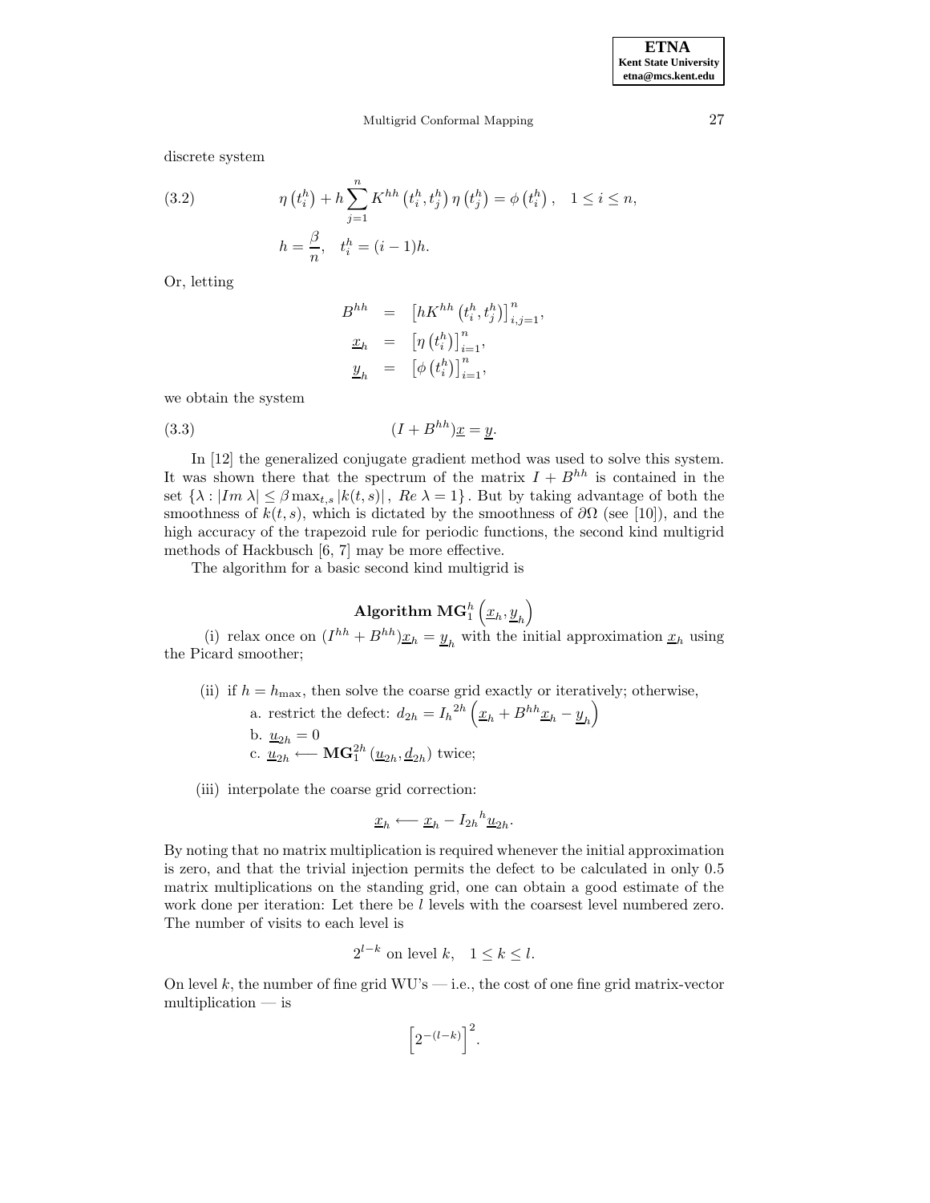discrete system

$$
\eta\left(t_i^h\right) + h\sum_{j=1}^{n} K^{hh}\left(t_i^h, t_j^h\right)\eta\left(t_j^h\right) = \phi\left(t_i^h\right), \quad 1 \le i \le n, \tag{3.2}
$$

$$
h = \frac{\beta}{n}, \quad t_i^h = (i-1)h.
$$

Or, letting

$$
\begin{aligned}
B^{hh} &= \left[hK^{hh}\left(t_i^h, t_j^h\right)\right]_{i,j=1}^{n}, \\
\underline{x}_h &= \left[\eta\left(t_i^h\right)\right]_{i=1}^{n}, \\
\underline{y}_h &= \left[\phi\left(t_i^h\right)\right]_{i=1}^{n},
\end{aligned}
$$

we obtain the system

$$
(I + B^{hh})\underline{x} = \underline{y}. \tag{3.3}
$$

In [12] the generalized conjugate gradient method was used to solve this system. It was shown there that the spectrum of the matrix $I + B^{hh}$ is contained in the set $\{\lambda : |Im\ \lambda| \le \beta \max_{t,s} |k(t,s)|,\ Re\ \lambda = 1\}$. But by taking advantage of both the smoothness of $k(t,s)$, which is dictated by the smoothness of $\partial\Omega$ (see [10]), and the high accuracy of the trapezoid rule for periodic functions, the second kind multigrid methods of Hackbusch [6, 7] may be more effective.

The algorithm for a basic second kind multigrid is

**Algorithm $\mathbf{MG}_1^h\left(\underline{x}_h, \underline{y}_h\right)$**

(i) relax once on $(I^{hh} + B^{hh})\underline{x}_h = \underline{y}_h$ with the initial approximation $\underline{x}_h$ using the Picard smoother;

(ii) if $h = h_{\max}$, then solve the coarse grid exactly or iteratively; otherwise,
  a. restrict the defect: $d_{2h} = {I_h}^{2h}\left(\underline{x}_h + B^{hh}\underline{x}_h - \underline{y}_h\right)$
  b. $\underline{u}_{2h} = 0$
  c. $\underline{u}_{2h} \longleftarrow \mathbf{MG}_1^{2h}\left(\underline{u}_{2h}, \underline{d}_{2h}\right)$ twice;

(iii) interpolate the coarse grid correction:

$$
\underline{x}_h \longleftarrow \underline{x}_h - {I_{2h}}^h \underline{u}_{2h}.
$$

By noting that no matrix multiplication is required whenever the initial approximation is zero, and that the trivial injection permits the defect to be calculated in only 0.5 matrix multiplications on the standing grid, one can obtain a good estimate of the work done per iteration: Let there be $l$ levels with the coarsest level numbered zero. The number of visits to each level is

$$
2^{l-k} \text{ on level } k, \quad 1 \le k \le l.
$$

On level $k$, the number of fine grid WU's — i.e., the cost of one fine grid matrix-vector multiplication — is

$$
\left[2^{-(l-k)}\right]^2.
$$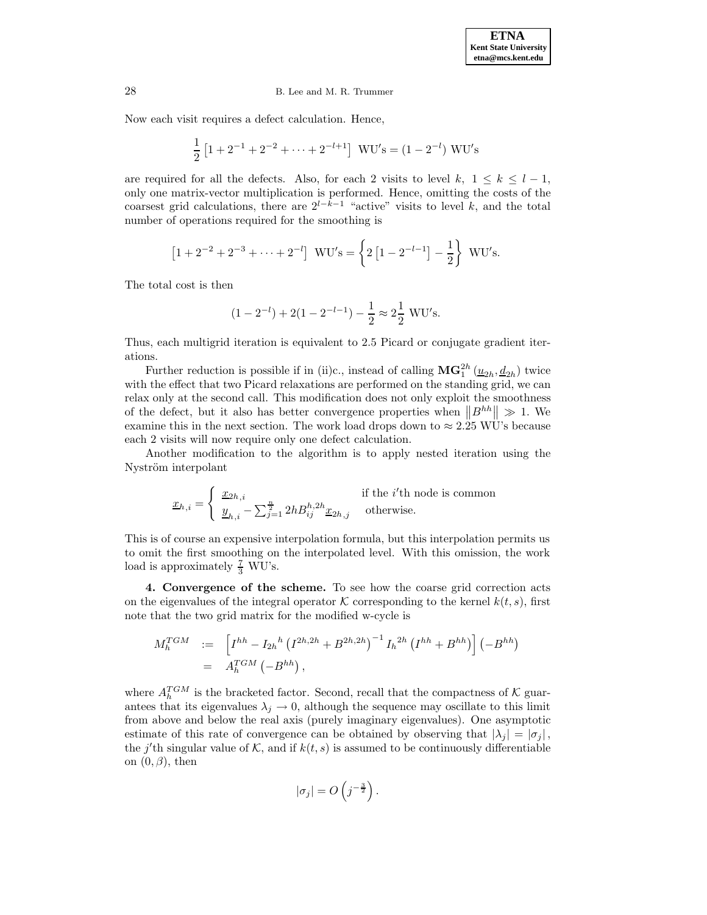Now each visit requires a defect calculation. Hence,

$$\frac{1}{2}\left[1+2^{-1}+2^{-2}+\cdots+2^{-l+1}\right] \ \text{WU's} = \left(1-2^{-l}\right) \ \text{WU's}$$

are required for all the defects. Also, for each 2 visits to level $k$, $1 \leq k \leq l-1$, only one matrix-vector multiplication is performed. Hence, omitting the costs of the coarsest grid calculations, there are $2^{l-k-1}$ "active" visits to level $k$, and the total number of operations required for the smoothing is

$$\left[1+2^{-2}+2^{-3}+\cdots+2^{-l}\right] \ \text{WU's} = \left\{2\left[1-2^{-l-1}\right]-\frac{1}{2}\right\} \ \text{WU's}.$$

The total cost is then

$$(1-2^{-l})+2(1-2^{-l-1})-\frac{1}{2} \approx 2\frac{1}{2} \ \text{WU's}.$$

Thus, each multigrid iteration is equivalent to 2.5 Picard or conjugate gradient iterations.

Further reduction is possible if in (ii)c., instead of calling $\mathbf{MG}_1^{2h}\left(\underline{u}_{2h}, \underline{d}_{2h}\right)$ twice with the effect that two Picard relaxations are performed on the standing grid, we can relax only at the second call. This modification does not only exploit the smoothness of the defect, but it also has better convergence properties when $\left\|B^{hh}\right\| \gg 1$. We examine this in the next section. The work load drops down to $\approx 2.25$ WU's because each 2 visits will now require only one defect calculation.

Another modification to the algorithm is to apply nested iteration using the Nyström interpolant

$$\underline{x}_{h,i} = \begin{cases} \underline{x}_{2h,i} & \text{if the } i\text{'th node is common} \\ \underline{y}_{h,i} - \sum_{j=1}^{\frac{n}{2}} 2hB_{ij}^{h,2h}\underline{x}_{2h,j} & \text{otherwise.} \end{cases}$$

This is of course an expensive interpolation formula, but this interpolation permits us to omit the first smoothing on the interpolated level. With this omission, the work load is approximately $\frac{7}{3}$ WU's.

**4. Convergence of the scheme.** To see how the coarse grid correction acts on the eigenvalues of the integral operator $\mathcal{K}$ corresponding to the kernel $k(t,s)$, first note that the two grid matrix for the modified w-cycle is

$$\begin{aligned} M_h^{TGM} &:= \left[I^{hh} - I_{2h}{}^{h}\left(I^{2h,2h}+B^{2h,2h}\right)^{-1} I_h{}^{2h}\left(I^{hh}+B^{hh}\right)\right]\left(-B^{hh}\right) \\ &= A_h^{TGM}\left(-B^{hh}\right), \end{aligned}$$

where $A_h^{TGM}$ is the bracketed factor. Second, recall that the compactness of $\mathcal{K}$ guarantees that its eigenvalues $\lambda_j \to 0$, although the sequence may oscillate to this limit from above and below the real axis (purely imaginary eigenvalues). One asymptotic estimate of this rate of convergence can be obtained by observing that $|\lambda_j| = |\sigma_j|$, the $j$'th singular value of $\mathcal{K}$, and if $k(t,s)$ is assumed to be continuously differentiable on $(0,\beta)$, then

$$|\sigma_j| = O\left(j^{-\frac{3}{2}}\right).$$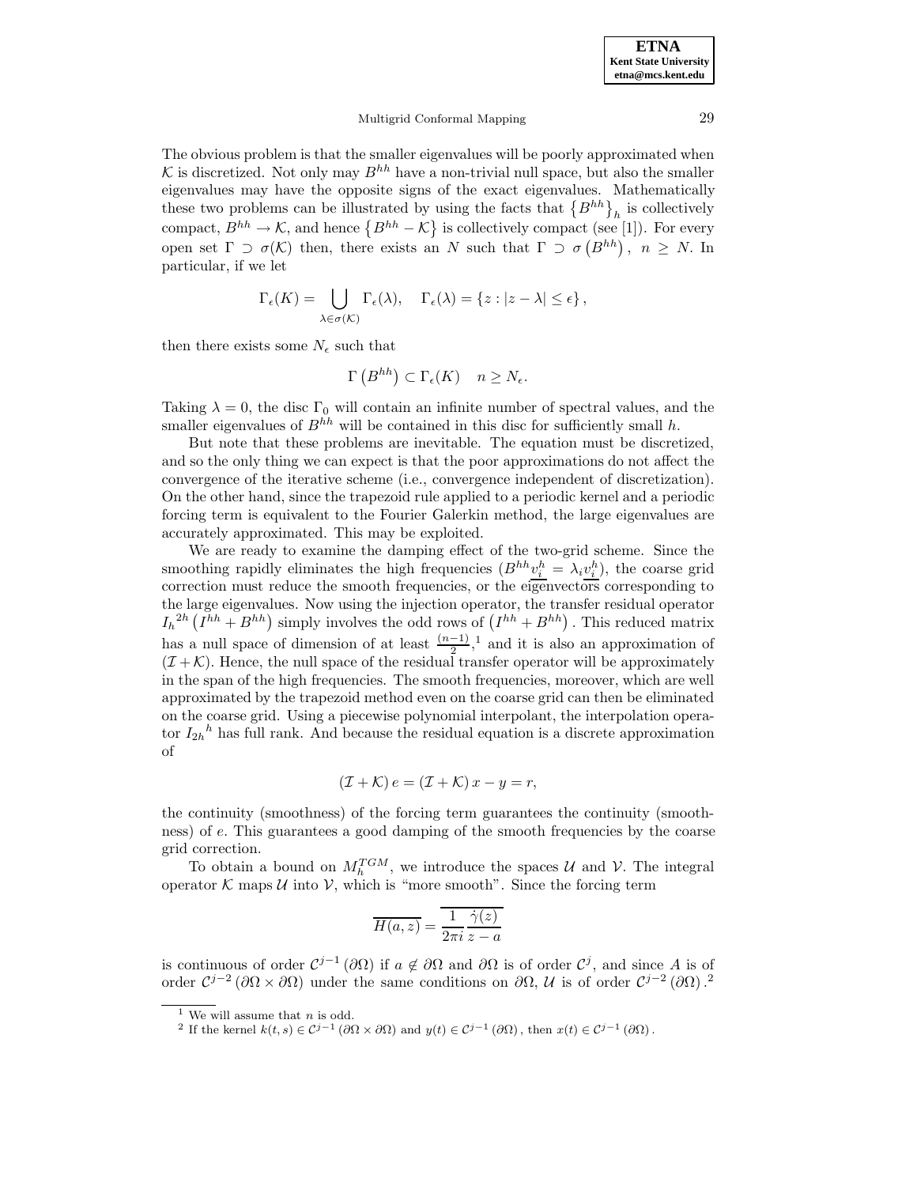The obvious problem is that the smaller eigenvalues will be poorly approximated when $\mathcal{K}$ is discretized. Not only may $B^{hh}$ have a non-trivial null space, but also the smaller eigenvalues may have the opposite signs of the exact eigenvalues. Mathematically these two problems can be illustrated by using the facts that $\left\{B^{hh}\right\}_h$ is collectively compact, $B^{hh} \to \mathcal{K}$, and hence $\left\{B^{hh} - \mathcal{K}\right\}$ is collectively compact (see [1]). For every open set $\Gamma \supset \sigma(\mathcal{K})$ then, there exists an $N$ such that $\Gamma \supset \sigma\left(B^{hh}\right),\ n \geq N$. In particular, if we let

$$\Gamma_\epsilon(K) = \bigcup_{\lambda \in \sigma(\mathcal{K})} \Gamma_\epsilon(\lambda), \quad \Gamma_\epsilon(\lambda) = \left\{z : |z - \lambda| \leq \epsilon\right\},$$

then there exists some $N_\epsilon$ such that

$$\Gamma\left(B^{hh}\right) \subset \Gamma_\epsilon(K) \quad n \geq N_\epsilon.$$

Taking $\lambda = 0$, the disc $\Gamma_0$ will contain an infinite number of spectral values, and the smaller eigenvalues of $B^{hh}$ will be contained in this disc for sufficiently small $h$.

But note that these problems are inevitable. The equation must be discretized, and so the only thing we can expect is that the poor approximations do not affect the convergence of the iterative scheme (i.e., convergence independent of discretization). On the other hand, since the trapezoid rule applied to a periodic kernel and a periodic forcing term is equivalent to the Fourier Galerkin method, the large eigenvalues are accurately approximated. This may be exploited.

We are ready to examine the damping effect of the two-grid scheme. Since the smoothing rapidly eliminates the high frequencies ($B^{hh}\underline{v_i^h} = \lambda_i \underline{v_i^h}$), the coarse grid correction must reduce the smooth frequencies, or the eigenvectors corresponding to the large eigenvalues. Now using the injection operator, the transfer residual operator ${I_h}^{2h}\left(I^{hh} + B^{hh}\right)$ simply involves the odd rows of $\left(I^{hh} + B^{hh}\right)$. This reduced matrix has a null space of dimension of at least $\frac{(n-1)}{2}$,[1] and it is also an approximation of $(\mathcal{I} + \mathcal{K})$. Hence, the null space of the residual transfer operator will be approximately in the span of the high frequencies. The smooth frequencies, moreover, which are well approximated by the trapezoid method even on the coarse grid can then be eliminated on the coarse grid. Using a piecewise polynomial interpolant, the interpolation operator ${I_{2h}}^h$ has full rank. And because the residual equation is a discrete approximation of

$$(\mathcal{I} + \mathcal{K})\, e = (\mathcal{I} + \mathcal{K})\, x - y = r,$$

the continuity (smoothness) of the forcing term guarantees the continuity (smoothness) of $e$. This guarantees a good damping of the smooth frequencies by the coarse grid correction.

To obtain a bound on $M_h^{TGM}$, we introduce the spaces $\mathcal{U}$ and $\mathcal{V}$. The integral operator $\mathcal{K}$ maps $\mathcal{U}$ into $\mathcal{V}$, which is "more smooth". Since the forcing term

$$\overline{H(a,z)} = \overline{\frac{1}{2\pi i}\frac{\dot{\gamma}(z)}{z - a}}$$

is continuous of order $\mathcal{C}^{j-1}(\partial\Omega)$ if $a \notin \partial\Omega$ and $\partial\Omega$ is of order $\mathcal{C}^j$, and since $A$ is of order $\mathcal{C}^{j-2}(\partial\Omega \times \partial\Omega)$ under the same conditions on $\partial\Omega$, $\mathcal{U}$ is of order $\mathcal{C}^{j-2}(\partial\Omega)$.[2]

[1] We will assume that $n$ is odd.

[2] If the kernel $k(t,s) \in \mathcal{C}^{j-1}(\partial\Omega \times \partial\Omega)$ and $y(t) \in \mathcal{C}^{j-1}(\partial\Omega)$, then $x(t) \in \mathcal{C}^{j-1}(\partial\Omega)$.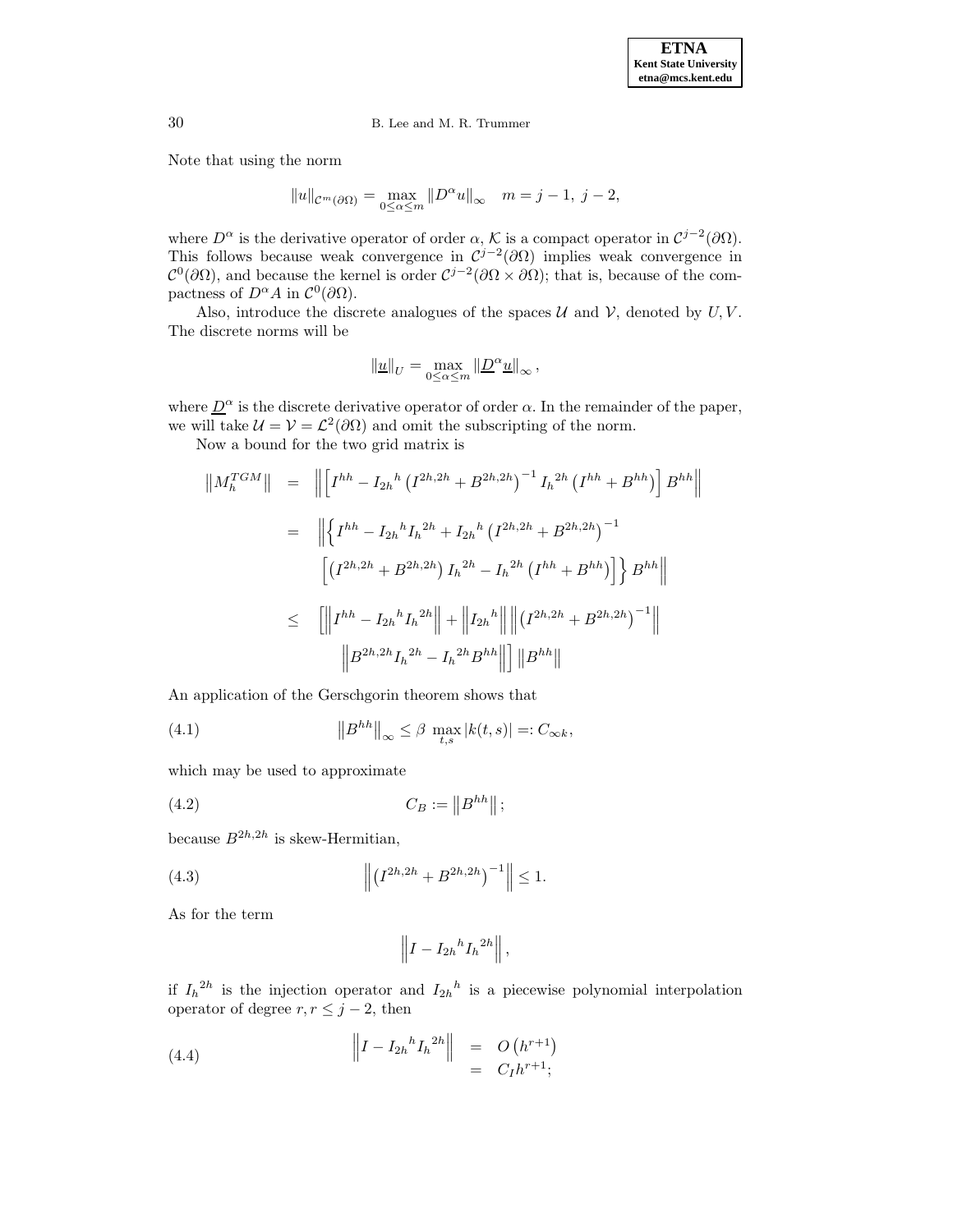Note that using the norm

$$\|u\|_{\mathcal{C}^m(\partial\Omega)} = \max_{0\leq\alpha\leq m} \|D^\alpha u\|_\infty \quad m = j-1,\ j-2,$$

where $D^\alpha$ is the derivative operator of order $\alpha$, $\mathcal{K}$ is a compact operator in $\mathcal{C}^{j-2}(\partial\Omega)$. This follows because weak convergence in $\mathcal{C}^{j-2}(\partial\Omega)$ implies weak convergence in $\mathcal{C}^0(\partial\Omega)$, and because the kernel is order $\mathcal{C}^{j-2}(\partial\Omega\times\partial\Omega)$; that is, because of the compactness of $D^\alpha A$ in $\mathcal{C}^0(\partial\Omega)$.

Also, introduce the discrete analogues of the spaces $\mathcal{U}$ and $\mathcal{V}$, denoted by $U, V$. The discrete norms will be

$$\|\underline{u}\|_U = \max_{0\leq\alpha\leq m} \|\underline{D}^\alpha \underline{u}\|_\infty,$$

where $\underline{D}^\alpha$ is the discrete derivative operator of order $\alpha$. In the remainder of the paper, we will take $\mathcal{U} = \mathcal{V} = \mathcal{L}^2(\partial\Omega)$ and omit the subscripting of the norm.

Now a bound for the two grid matrix is

$$\begin{aligned}
\left\|M_h^{TGM}\right\| &= \left\|\left[I^{hh} - {I_{2h}}^h \left(I^{2h,2h} + B^{2h,2h}\right)^{-1} {I_h}^{2h}\left(I^{hh} + B^{hh}\right)\right] B^{hh}\right\| \\
&= \Big\|\Big\{I^{hh} - {I_{2h}}^h {I_h}^{2h} + {I_{2h}}^h \left(I^{2h,2h} + B^{2h,2h}\right)^{-1} \\
&\qquad \left[\left(I^{2h,2h} + B^{2h,2h}\right){I_h}^{2h} - {I_h}^{2h}\left(I^{hh} + B^{hh}\right)\right]\Big\} B^{hh}\Big\| \\
&\leq \Big[\left\|I^{hh} - {I_{2h}}^h {I_h}^{2h}\right\| + \left\|{I_{2h}}^h\right\| \left\|\left(I^{2h,2h} + B^{2h,2h}\right)^{-1}\right\| \\
&\qquad \left\|B^{2h,2h}{I_h}^{2h} - {I_h}^{2h}B^{hh}\right\|\Big] \left\|B^{hh}\right\|
\end{aligned}$$

An application of the Gerschgorin theorem shows that

$$\left\|B^{hh}\right\|_\infty \leq \beta \max_{t,s} |k(t,s)| =: C_{\infty k}, \tag{4.1}$$

which may be used to approximate

$$C_B := \left\|B^{hh}\right\|; \tag{4.2}$$

because $B^{2h,2h}$ is skew-Hermitian,

$$\left\|\left(I^{2h,2h} + B^{2h,2h}\right)^{-1}\right\| \leq 1. \tag{4.3}$$

As for the term

$$\left\|I - {I_{2h}}^h {I_h}^{2h}\right\|,$$

if ${I_h}^{2h}$ is the injection operator and ${I_{2h}}^h$ is a piecewise polynomial interpolation operator of degree $r, r \leq j-2$, then

$$\begin{aligned}
\left\|I - {I_{2h}}^h {I_h}^{2h}\right\| &= O\left(h^{r+1}\right) \\
&= C_I h^{r+1};
\end{aligned} \tag{4.4}$$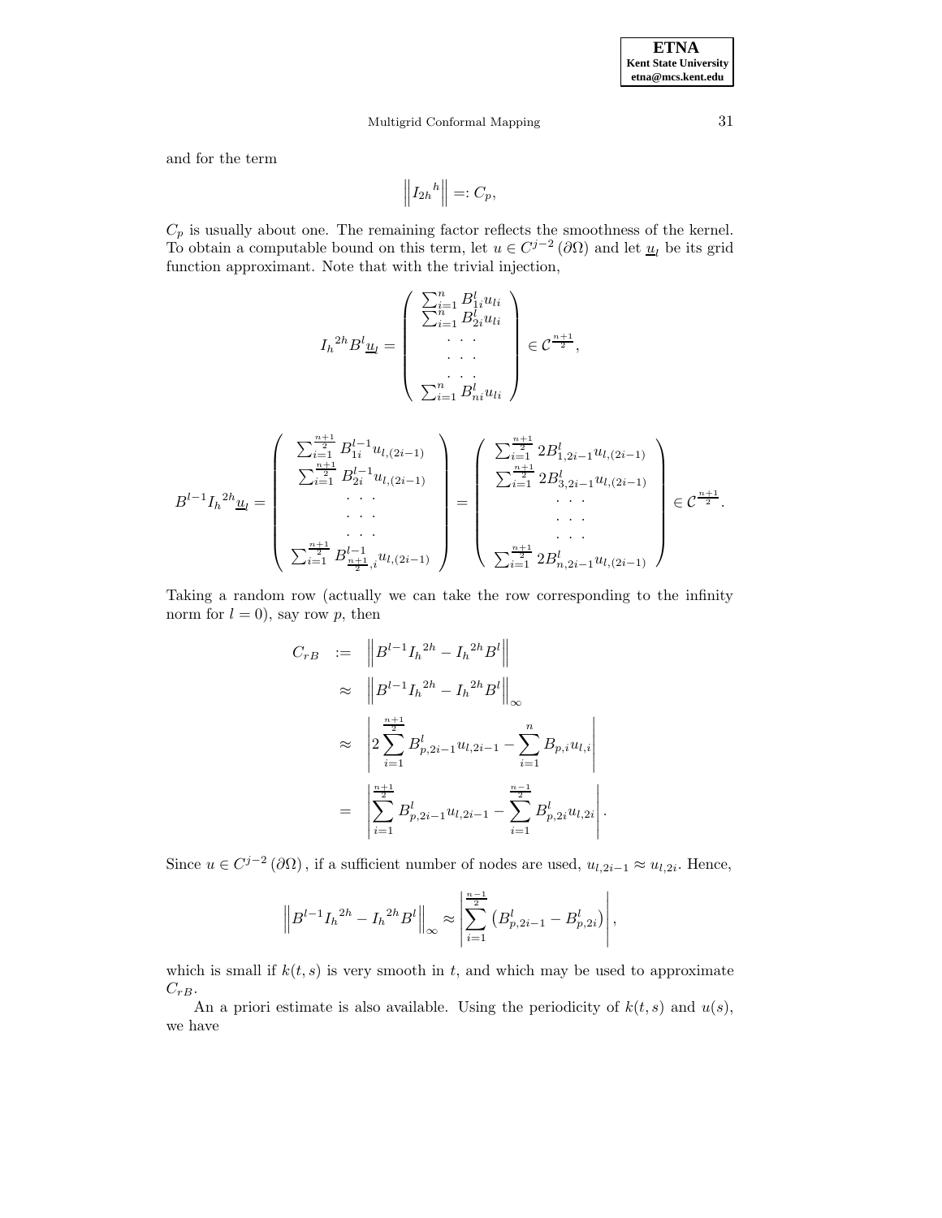and for the term

$$\left\| I_{2h}{}^{h} \right\| =: C_p,$$

$C_p$ is usually about one. The remaining factor reflects the smoothness of the kernel. To obtain a computable bound on this term, let $u \in C^{j-2}(\partial\Omega)$ and let $\underline{u}_l$ be its grid function approximant. Note that with the trivial injection,

$$I_h{}^{2h} B^l \underline{u}_l = \begin{pmatrix} \sum_{i=1}^{n} B_{1i}^l u_{li} \\ \sum_{i=1}^{n} B_{2i}^l u_{li} \\ \cdots \\ \cdots \\ \cdots \\ \sum_{i=1}^{n} B_{ni}^l u_{li} \end{pmatrix} \in \mathcal{C}^{\frac{n+1}{2}},$$

$$B^{l-1} I_h{}^{2h} \underline{u}_l = \begin{pmatrix} \sum_{i=1}^{\frac{n+1}{2}} B_{1i}^{l-1} u_{l,(2i-1)} \\ \sum_{i=1}^{\frac{n+1}{2}} B_{2i}^{l-1} u_{l,(2i-1)} \\ \cdots \\ \cdots \\ \cdots \\ \sum_{i=1}^{\frac{n+1}{2}} B_{\frac{n+1}{2},i}^{l-1} u_{l,(2i-1)} \end{pmatrix} = \begin{pmatrix} \sum_{i=1}^{\frac{n+1}{2}} 2B_{1,2i-1}^l u_{l,(2i-1)} \\ \sum_{i=1}^{\frac{n+1}{2}} 2B_{3,2i-1}^l u_{l,(2i-1)} \\ \cdots \\ \cdots \\ \cdots \\ \sum_{i=1}^{\frac{n+1}{2}} 2B_{n,2i-1}^l u_{l,(2i-1)} \end{pmatrix} \in \mathcal{C}^{\frac{n+1}{2}}.$$

Taking a random row (actually we can take the row corresponding to the infinity norm for $l = 0$), say row $p$, then

$$\begin{aligned}
C_{rB} &:= \left\| B^{l-1} I_h{}^{2h} - I_h{}^{2h} B^l \right\| \\
&\approx \left\| B^{l-1} I_h{}^{2h} - I_h{}^{2h} B^l \right\|_\infty \\
&\approx \left| 2 \sum_{i=1}^{\frac{n+1}{2}} B_{p,2i-1}^l u_{l,2i-1} - \sum_{i=1}^{n} B_{p,i} u_{l,i} \right| \\
&= \left| \sum_{i=1}^{\frac{n+1}{2}} B_{p,2i-1}^l u_{l,2i-1} - \sum_{i=1}^{\frac{n-1}{2}} B_{p,2i}^l u_{l,2i} \right|.
\end{aligned}$$

Since $u \in C^{j-2}(\partial\Omega)$, if a sufficient number of nodes are used, $u_{l,2i-1} \approx u_{l,2i}$. Hence,

$$\left\| B^{l-1} I_h{}^{2h} - I_h{}^{2h} B^l \right\|_\infty \approx \left| \sum_{i=1}^{\frac{n-1}{2}} \left( B_{p,2i-1}^l - B_{p,2i}^l \right) \right|,$$

which is small if $k(t,s)$ is very smooth in $t$, and which may be used to approximate $C_{rB}$.

An a priori estimate is also available. Using the periodicity of $k(t,s)$ and $u(s)$, we have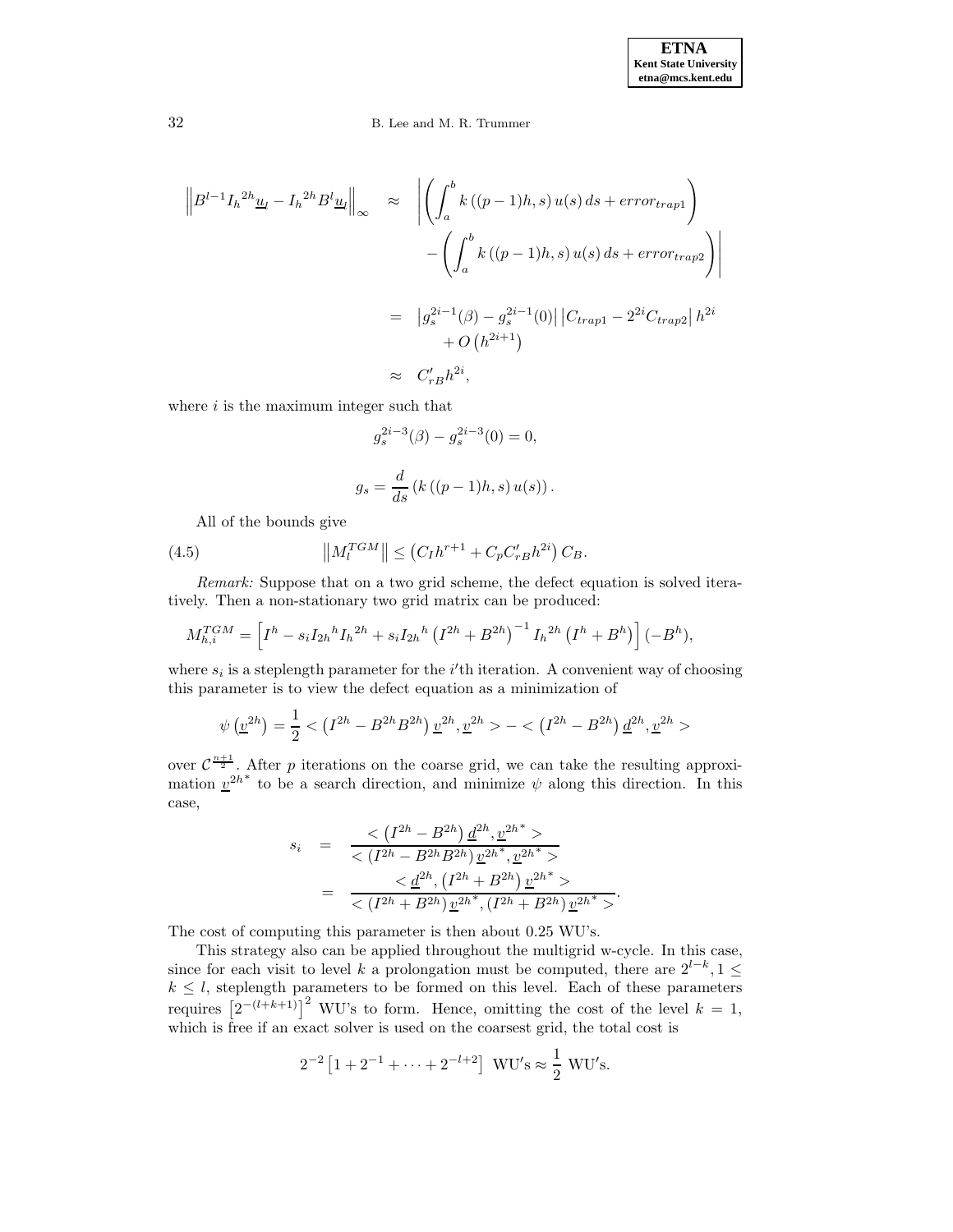$$
\begin{aligned}
\left\| B^{l-1} I_h{}^{2h} \underline{u}_l - I_h{}^{2h} B^l \underline{u}_l \right\|_\infty \quad &\approx \quad \left| \left( \int_a^b k\left((p-1)h, s\right) u(s)\, ds + error_{trap1} \right) \right. \\
&\qquad \left. - \left( \int_a^b k\left((p-1)h, s\right) u(s)\, ds + error_{trap2} \right) \right| \\
&= \quad \left| g_s^{2i-1}(\beta) - g_s^{2i-1}(0) \right| \left| C_{trap1} - 2^{2i} C_{trap2} \right| h^{2i} \\
&\qquad + O\left(h^{2i+1}\right) \\
&\approx \quad C'_{rB} h^{2i},
\end{aligned}
$$

where $i$ is the maximum integer such that

$$
g_s^{2i-3}(\beta) - g_s^{2i-3}(0) = 0,
$$

$$
g_s = \frac{d}{ds}\left(k\left((p-1)h, s\right) u(s)\right).
$$

All of the bounds give

$$
\left\| M_l^{TGM} \right\| \leq \left( C_I h^{r+1} + C_p C'_{rB} h^{2i} \right) C_B. \tag{4.5}
$$

*Remark:* Suppose that on a two grid scheme, the defect equation is solved iteratively. Then a non-stationary two grid matrix can be produced:

$$
M_{h,i}^{TGM} = \left[ I^h - s_i I_{2h}{}^h I_h{}^{2h} + s_i I_{2h}{}^h \left(I^{2h} + B^{2h}\right)^{-1} I_h{}^{2h} \left(I^h + B^h\right) \right] (-B^h),
$$

where $s_i$ is a steplength parameter for the $i$'th iteration. A convenient way of choosing this parameter is to view the defect equation as a minimization of

$$
\psi\left(\underline{v}^{2h}\right) = \frac{1}{2} < \left(I^{2h} - B^{2h} B^{2h}\right) \underline{v}^{2h}, \underline{v}^{2h} > - < \left(I^{2h} - B^{2h}\right) \underline{d}^{2h}, \underline{v}^{2h} >
$$

over $\mathcal{C}^{\frac{n+1}{2}}$. After $p$ iterations on the coarse grid, we can take the resulting approximation $\underline{v}^{2h^*}$ to be a search direction, and minimize $\psi$ along this direction. In this case,

$$
\begin{aligned}
s_i \quad &= \quad \frac{< \left(I^{2h} - B^{2h}\right) \underline{d}^{2h}, \underline{v}^{2h^*} >}{< \left(I^{2h} - B^{2h} B^{2h}\right) \underline{v}^{2h^*}, \underline{v}^{2h^*} >} \\
&= \quad \frac{< \underline{d}^{2h}, \left(I^{2h} + B^{2h}\right) \underline{v}^{2h^*} >}{< \left(I^{2h} + B^{2h}\right) \underline{v}^{2h^*}, \left(I^{2h} + B^{2h}\right) \underline{v}^{2h^*} >}.
\end{aligned}
$$

The cost of computing this parameter is then about 0.25 WU's.

This strategy also can be applied throughout the multigrid w-cycle. In this case, since for each visit to level $k$ a prolongation must be computed, there are $2^{l-k}, 1 \leq k \leq l$, steplength parameters to be formed on this level. Each of these parameters requires $\left[2^{-(l+k+1)}\right]^2$ WU's to form. Hence, omitting the cost of the level $k = 1$, which is free if an exact solver is used on the coarsest grid, the total cost is

$$
2^{-2}\left[1 + 2^{-1} + \cdots + 2^{-l+2}\right] \text{ WU's} \approx \frac{1}{2} \text{ WU's}.
$$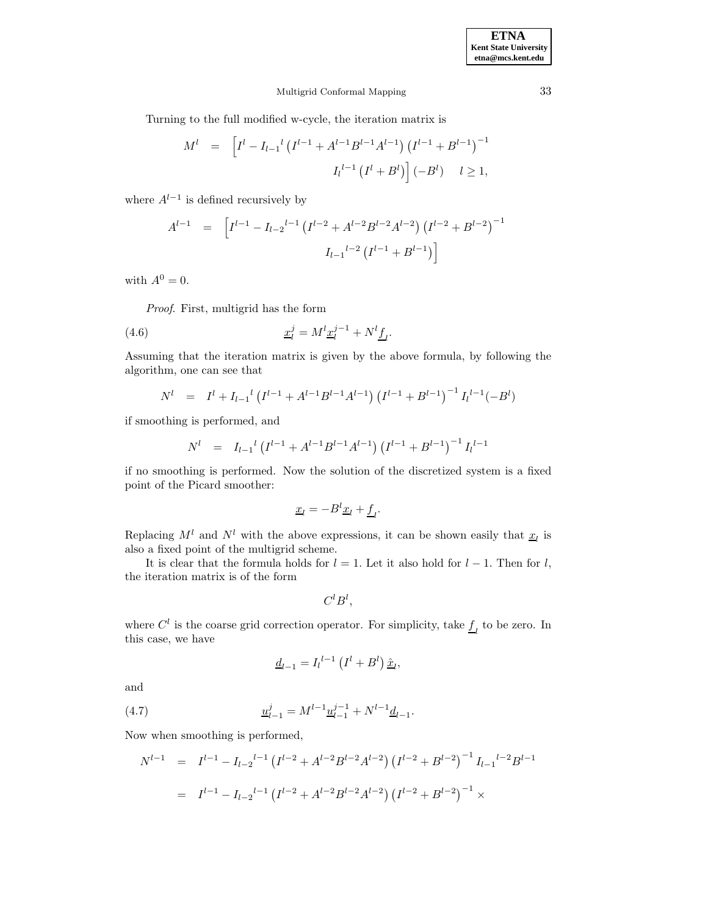Turning to the full modified w-cycle, the iteration matrix is

$$
\begin{aligned}
M^l &= \Big[ I^l - {I_{l-1}}^l \left(I^{l-1} + A^{l-1} B^{l-1} A^{l-1}\right) \left(I^{l-1} + B^{l-1}\right)^{-1} \\
&\qquad {I_l}^{l-1} \left(I^l + B^l\right) \Big] (-B^l) \quad l \geq 1,
\end{aligned}
$$

where $A^{l-1}$ is defined recursively by

$$
\begin{aligned}
A^{l-1} &= \Big[ I^{l-1} - {I_{l-2}}^{l-1} \left(I^{l-2} + A^{l-2} B^{l-2} A^{l-2}\right) \left(I^{l-2} + B^{l-2}\right)^{-1} \\
&\qquad {I_{l-1}}^{l-2} \left(I^{l-1} + B^{l-1}\right) \Big]
\end{aligned}
$$

with $A^0 = 0$.

*Proof*. First, multigrid has the form

$$
\underline{x}_l^j = M^l \underline{x}_l^{j-1} + N^l \underline{f}_l. \tag{4.6}
$$

Assuming that the iteration matrix is given by the above formula, by following the algorithm, one can see that

$$
N^l = I^l + {I_{l-1}}^l \left(I^{l-1} + A^{l-1} B^{l-1} A^{l-1}\right) \left(I^{l-1} + B^{l-1}\right)^{-1} {I_l}^{l-1} (-B^l)
$$

if smoothing is performed, and

$$
N^l = {I_{l-1}}^l \left(I^{l-1} + A^{l-1} B^{l-1} A^{l-1}\right) \left(I^{l-1} + B^{l-1}\right)^{-1} {I_l}^{l-1}
$$

if no smoothing is performed. Now the solution of the discretized system is a fixed point of the Picard smoother:

$$
\underline{x}_l = -B^l \underline{x}_l + \underline{f}_l.
$$

Replacing $M^l$ and $N^l$ with the above expressions, it can be shown easily that $\underline{x}_l$ is also a fixed point of the multigrid scheme.

It is clear that the formula holds for $l = 1$. Let it also hold for $l - 1$. Then for $l$, the iteration matrix is of the form

$$
C^l B^l,
$$

where $C^l$ is the coarse grid correction operator. For simplicity, take $\underline{f}_l$ to be zero. In this case, we have

$$
\underline{d}_{l-1} = {I_l}^{l-1} \left(I^l + B^l\right) \hat{\underline{x}}_l,
$$

and

$$
\underline{u}_{l-1}^j = M^{l-1} \underline{u}_{l-1}^{j-1} + N^{l-1} \underline{d}_{l-1}. \tag{4.7}
$$

Now when smoothing is performed,

$$
\begin{aligned}
N^{l-1} &= I^{l-1} - {I_{l-2}}^{l-1} \left(I^{l-2} + A^{l-2} B^{l-2} A^{l-2}\right) \left(I^{l-2} + B^{l-2}\right)^{-1} {I_{l-1}}^{l-2} B^{l-1} \\
&= I^{l-1} - {I_{l-2}}^{l-1} \left(I^{l-2} + A^{l-2} B^{l-2} A^{l-2}\right) \left(I^{l-2} + B^{l-2}\right)^{-1} \times
\end{aligned}
$$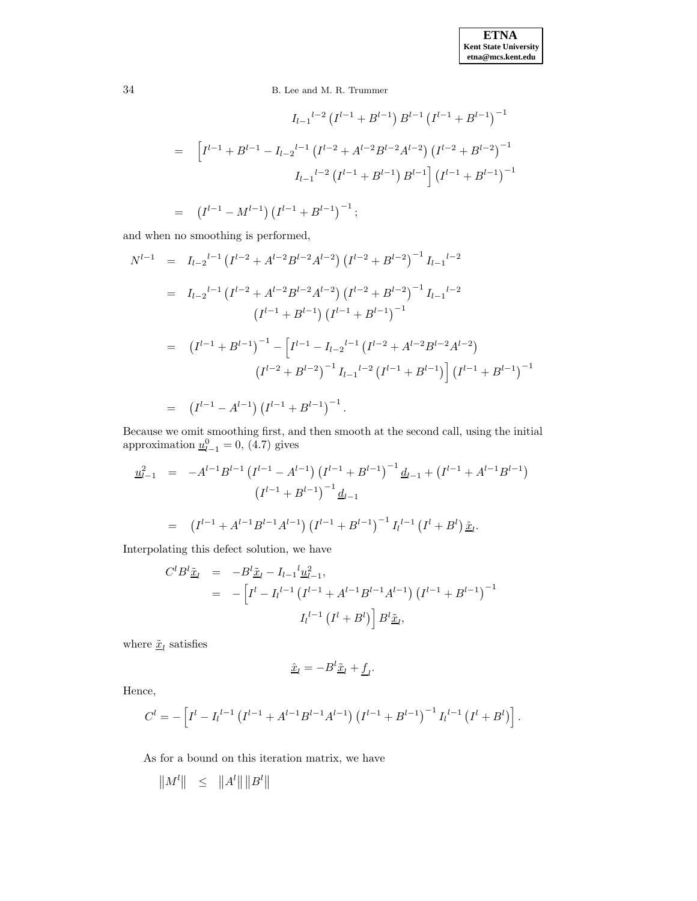$$
I_{l-1}{}^{l-2}\left(I^{l-1}+B^{l-1}\right)B^{l-1}\left(I^{l-1}+B^{l-1}\right)^{-1}
$$

$$
\begin{aligned}
&= \Big[I^{l-1}+B^{l-1}-I_{l-2}{}^{l-1}\left(I^{l-2}+A^{l-2}B^{l-2}A^{l-2}\right)\left(I^{l-2}+B^{l-2}\right)^{-1} \\
&\qquad\qquad I_{l-1}{}^{l-2}\left(I^{l-1}+B^{l-1}\right)B^{l-1}\Big]\left(I^{l-1}+B^{l-1}\right)^{-1} \\
&= \left(I^{l-1}-M^{l-1}\right)\left(I^{l-1}+B^{l-1}\right)^{-1};
\end{aligned}
$$

and when no smoothing is performed,

$$
\begin{aligned}
N^{l-1} &= I_{l-2}{}^{l-1}\left(I^{l-2}+A^{l-2}B^{l-2}A^{l-2}\right)\left(I^{l-2}+B^{l-2}\right)^{-1}I_{l-1}{}^{l-2} \\
&= I_{l-2}{}^{l-1}\left(I^{l-2}+A^{l-2}B^{l-2}A^{l-2}\right)\left(I^{l-2}+B^{l-2}\right)^{-1}I_{l-1}{}^{l-2} \\
&\qquad \left(I^{l-1}+B^{l-1}\right)\left(I^{l-1}+B^{l-1}\right)^{-1} \\
&= \left(I^{l-1}+B^{l-1}\right)^{-1}-\Big[I^{l-1}-I_{l-2}{}^{l-1}\left(I^{l-2}+A^{l-2}B^{l-2}A^{l-2}\right) \\
&\qquad \left(I^{l-2}+B^{l-2}\right)^{-1}I_{l-1}{}^{l-2}\left(I^{l-1}+B^{l-1}\right)\Big]\left(I^{l-1}+B^{l-1}\right)^{-1} \\
&= \left(I^{l-1}-A^{l-1}\right)\left(I^{l-1}+B^{l-1}\right)^{-1}.
\end{aligned}
$$

Because we omit smoothing first, and then smooth at the second call, using the initial approximation $\underline{u}_{l-1}^0=0$, (4.7) gives

$$
\begin{aligned}
\underline{u}_{l-1}^2 &= -A^{l-1}B^{l-1}\left(I^{l-1}-A^{l-1}\right)\left(I^{l-1}+B^{l-1}\right)^{-1}\underline{d}_{l-1}+\left(I^{l-1}+A^{l-1}B^{l-1}\right) \\
&\qquad \left(I^{l-1}+B^{l-1}\right)^{-1}\underline{d}_{l-1} \\
&= \left(I^{l-1}+A^{l-1}B^{l-1}A^{l-1}\right)\left(I^{l-1}+B^{l-1}\right)^{-1}I_l{}^{l-1}\left(I^l+B^l\right)\underline{\hat{x}}_l.
\end{aligned}
$$

Interpolating this defect solution, we have

$$
\begin{aligned}
C^lB^l\underline{\tilde{x}}_l &= -B^l\underline{\tilde{x}}_l-I_{l-1}{}^l\underline{u}_{l-1}^2, \\
&= -\Big[I^l-I_l{}^{l-1}\left(I^{l-1}+A^{l-1}B^{l-1}A^{l-1}\right)\left(I^{l-1}+B^{l-1}\right)^{-1} \\
&\qquad I_l{}^{l-1}\left(I^l+B^l\right)\Big]B^l\underline{\tilde{x}}_l,
\end{aligned}
$$

where $\underline{\tilde{x}}_l$ satisfies

$$
\underline{\hat{x}}_l=-B^l\underline{\tilde{x}}_l+\underline{f}_l.
$$

Hence,

$$
C^l=-\Big[I^l-I_l{}^{l-1}\left(I^{l-1}+A^{l-1}B^{l-1}A^{l-1}\right)\left(I^{l-1}+B^{l-1}\right)^{-1}I_l{}^{l-1}\left(I^l+B^l\right)\Big].
$$

As for a bound on this iteration matrix, we have

$$
\|M^l\| \;\leq\; \|A^l\|\,\|B^l\|
$$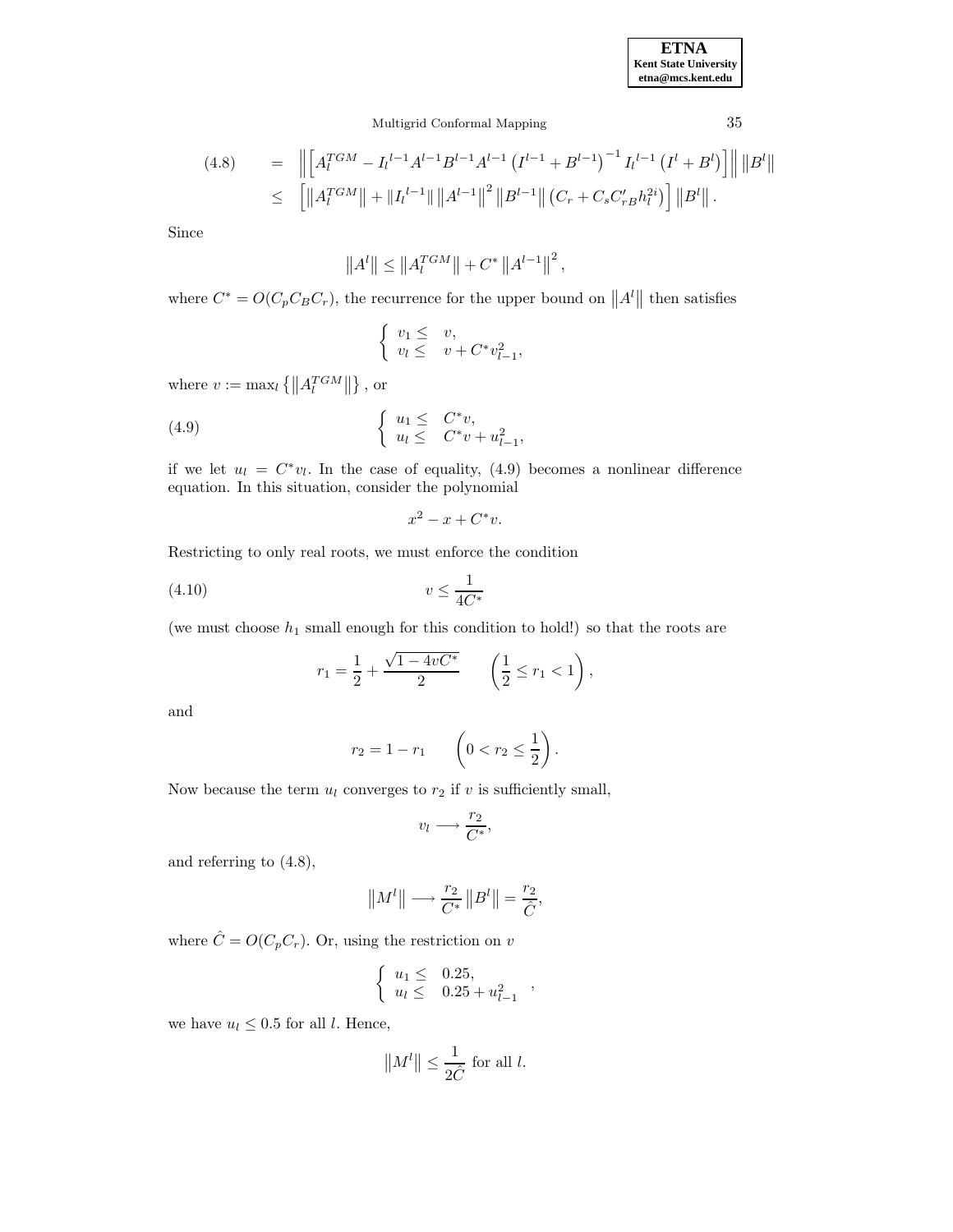$$
\begin{aligned}
(4.8) \qquad &= \left\| \left[ A_l^{TGM} - I_l{}^{l-1} A^{l-1} B^{l-1} A^{l-1} \left( I^{l-1} + B^{l-1} \right)^{-1} I_l{}^{l-1} \left( I^l + B^l \right) \right] \right\| \left\| B^l \right\| \\
&\leq \left[ \left\| A_l^{TGM} \right\| + \| I_l{}^{l-1} \| \left\| A^{l-1} \right\|^2 \left\| B^{l-1} \right\| \left( C_r + C_s C'_{rB} h_l^{2i} \right) \right] \left\| B^l \right\|.
\end{aligned}
$$

Since

$$
\left\| A^l \right\| \leq \left\| A_l^{TGM} \right\| + C^* \left\| A^{l-1} \right\|^2,
$$

where $C^* = O(C_p C_B C_r)$, the recurrence for the upper bound on $\left\| A^l \right\|$ then satisfies

$$
\begin{cases} v_1 \leq & v, \\ v_l \leq & v + C^* v_{l-1}^2, \end{cases}
$$

where $v := \max_l \left\{ \left\| A_l^{TGM} \right\| \right\}$, or

$$
(4.9) \qquad \begin{cases} u_1 \leq & C^* v, \\ u_l \leq & C^* v + u_{l-1}^2, \end{cases}
$$

if we let $u_l = C^* v_l$. In the case of equality, (4.9) becomes a nonlinear difference equation. In this situation, consider the polynomial

$$
x^2 - x + C^* v.
$$

Restricting to only real roots, we must enforce the condition

$$
(4.10) \qquad v \leq \frac{1}{4C^*}
$$

(we must choose $h_1$ small enough for this condition to hold!) so that the roots are

$$
r_1 = \frac{1}{2} + \frac{\sqrt{1 - 4vC^*}}{2} \qquad \left( \frac{1}{2} \leq r_1 < 1 \right),
$$

and

$$
r_2 = 1 - r_1 \qquad \left( 0 < r_2 \leq \frac{1}{2} \right).
$$

Now because the term $u_l$ converges to $r_2$ if $v$ is sufficiently small,

$$
v_l \longrightarrow \frac{r_2}{C^*},
$$

and referring to (4.8),

$$
\left\| M^l \right\| \longrightarrow \frac{r_2}{C^*} \left\| B^l \right\| = \frac{r_2}{\hat{C}},
$$

where $\hat{C} = O(C_p C_r)$. Or, using the restriction on $v$

$$
\begin{cases} u_1 \leq & 0.25, \\ u_l \leq & 0.25 + u_{l-1}^2 \end{cases},
$$

we have $u_l \leq 0.5$ for all $l$. Hence,

$$
\left\| M^l \right\| \leq \frac{1}{2\hat{C}} \text{ for all } l.
$$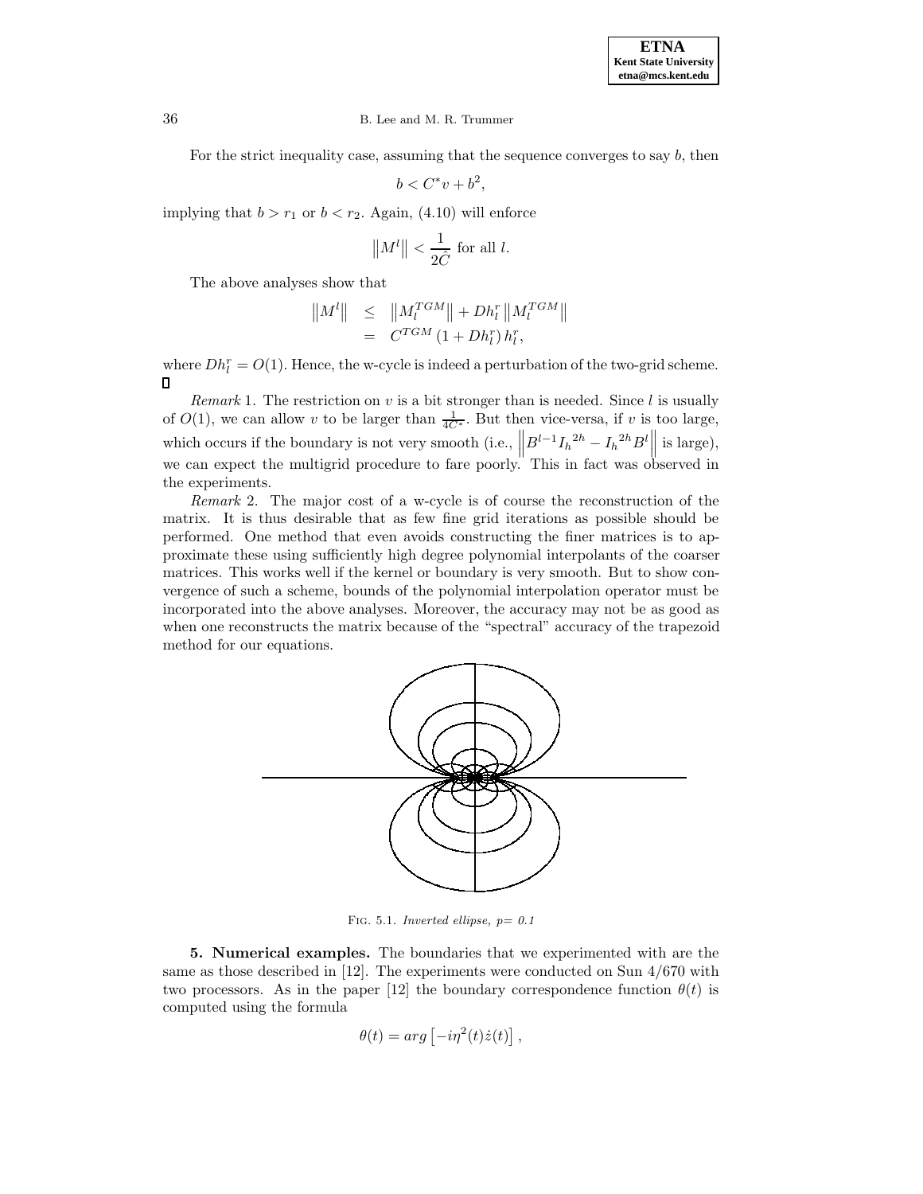For the strict inequality case, assuming that the sequence converges to say $b$, then

$$b < C^* v + b^2,$$

implying that $b > r_1$ or $b < r_2$. Again, (4.10) will enforce

$$\left\|M^l\right\| < \frac{1}{2\hat{C}} \text{ for all } l.$$

The above analyses show that

$$\begin{aligned} \left\|M^l\right\| &\leq \left\|M_l^{TGM}\right\| + Dh_l^r \left\|M_l^{TGM}\right\| \\ &= C^{TGM}\left(1 + Dh_l^r\right) h_l^r, \end{aligned}$$

where $Dh_l^r = O(1)$. Hence, the w-cycle is indeed a perturbation of the two-grid scheme. $\square$

*Remark* 1. The restriction on $v$ is a bit stronger than is needed. Since $l$ is usually of $O(1)$, we can allow $v$ to be larger than $\frac{1}{4C^*}$. But then vice-versa, if $v$ is too large, which occurs if the boundary is not very smooth (i.e., $\left\|B^{l-1} {I_h}^{2h} - {I_h}^{2h} B^l\right\|$ is large), we can expect the multigrid procedure to fare poorly. This in fact was observed in the experiments.

*Remark* 2. The major cost of a w-cycle is of course the reconstruction of the matrix. It is thus desirable that as few fine grid iterations as possible should be performed. One method that even avoids constructing the finer matrices is to approximate these using sufficiently high degree polynomial interpolants of the coarser matrices. This works well if the kernel or boundary is very smooth. But to show convergence of such a scheme, bounds of the polynomial interpolation operator must be incorporated into the above analyses. Moreover, the accuracy may not be as good as when one reconstructs the matrix because of the "spectral" accuracy of the trapezoid method for our equations.

Fig. 5.1. *Inverted ellipse, p= 0.1*

**5. Numerical examples.** The boundaries that we experimented with are the same as those described in [12]. The experiments were conducted on Sun 4/670 with two processors. As in the paper [12] the boundary correspondence function $\theta(t)$ is computed using the formula

$$\theta(t) = arg\left[-i\eta^2(t)\dot{z}(t)\right],$$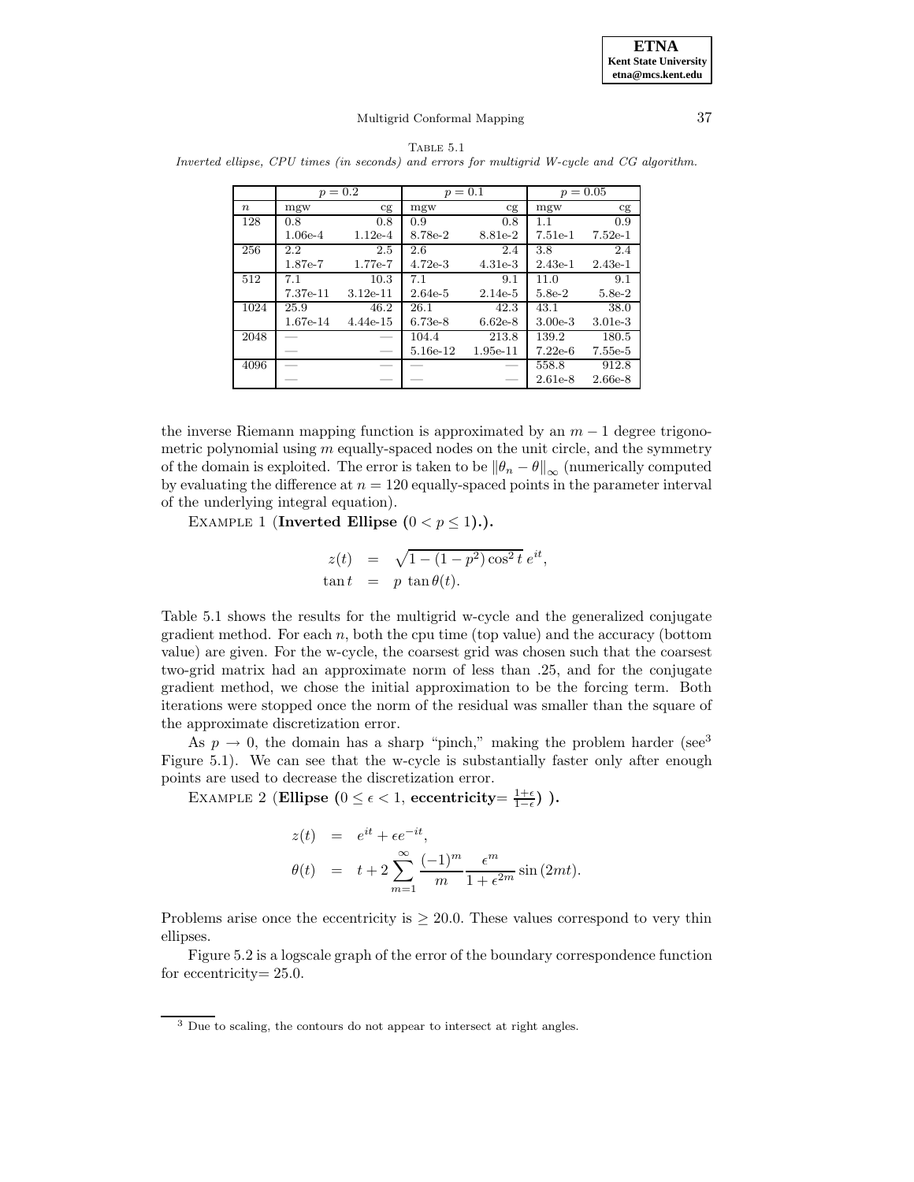Table 5.1
*Inverted ellipse, CPU times (in seconds) and errors for multigrid W-cycle and CG algorithm.*

| | $p = 0.2$ | | $p = 0.1$ | | $p = 0.05$ | |
|---|---|---|---|---|---|---|
| $n$ | mgw | cg | mgw | cg | mgw | cg |
| 128 | 0.8 | 0.8 | 0.9 | 0.8 | 1.1 | 0.9 |
| | 1.06e-4 | 1.12e-4 | 8.78e-2 | 8.81e-2 | 7.51e-1 | 7.52e-1 |
| 256 | 2.2 | 2.5 | 2.6 | 2.4 | 3.8 | 2.4 |
| | 1.87e-7 | 1.77e-7 | 4.72e-3 | 4.31e-3 | 2.43e-1 | 2.43e-1 |
| 512 | 7.1 | 10.3 | 7.1 | 9.1 | 11.0 | 9.1 |
| | 7.37e-11 | 3.12e-11 | 2.64e-5 | 2.14e-5 | 5.8e-2 | 5.8e-2 |
| 1024 | 25.9 | 46.2 | 26.1 | 42.3 | 43.1 | 38.0 |
| | 1.67e-14 | 4.44e-15 | 6.73e-8 | 6.62e-8 | 3.00e-3 | 3.01e-3 |
| 2048 | — | — | 104.4 | 213.8 | 139.2 | 180.5 |
| | — | — | 5.16e-12 | 1.95e-11 | 7.22e-6 | 7.55e-5 |
| 4096 | — | — | — | — | 558.8 | 912.8 |
| | — | — | — | — | 2.61e-8 | 2.66e-8 |

the inverse Riemann mapping function is approximated by an $m-1$ degree trigonometric polynomial using $m$ equally-spaced nodes on the unit circle, and the symmetry of the domain is exploited. The error is taken to be $\|\theta_n - \theta\|_\infty$ (numerically computed by evaluating the difference at $n = 120$ equally-spaced points in the parameter interval of the underlying integral equation).

Example 1 (**Inverted Ellipse ($0 < p \leq 1$).**).

$$
\begin{aligned}
z(t) &= \sqrt{1-(1-p^2)\cos^2 t}\; e^{it}, \\
\tan t &= p\, \tan\theta(t).
\end{aligned}
$$

Table 5.1 shows the results for the multigrid w-cycle and the generalized conjugate gradient method. For each $n$, both the cpu time (top value) and the accuracy (bottom value) are given. For the w-cycle, the coarsest grid was chosen such that the coarsest two-grid matrix had an approximate norm of less than .25, and for the conjugate gradient method, we chose the initial approximation to be the forcing term. Both iterations were stopped once the norm of the residual was smaller than the square of the approximate discretization error.

As $p \to 0$, the domain has a sharp "pinch," making the problem harder (see[3] Figure 5.1). We can see that the w-cycle is substantially faster only after enough points are used to decrease the discretization error.

Example 2 (**Ellipse ($0 \leq \epsilon < 1$, eccentricity= $\frac{1+\epsilon}{1-\epsilon}$) ).**

$$
\begin{aligned}
z(t) &= e^{it} + \epsilon e^{-it}, \\
\theta(t) &= t + 2\sum_{m=1}^{\infty} \frac{(-1)^m}{m} \frac{\epsilon^m}{1+\epsilon^{2m}} \sin(2mt).
\end{aligned}
$$

Problems arise once the eccentricity is $\geq 20.0$. These values correspond to very thin ellipses.

Figure 5.2 is a logscale graph of the error of the boundary correspondence function for eccentricity= 25.0.

[3] Due to scaling, the contours do not appear to intersect at right angles.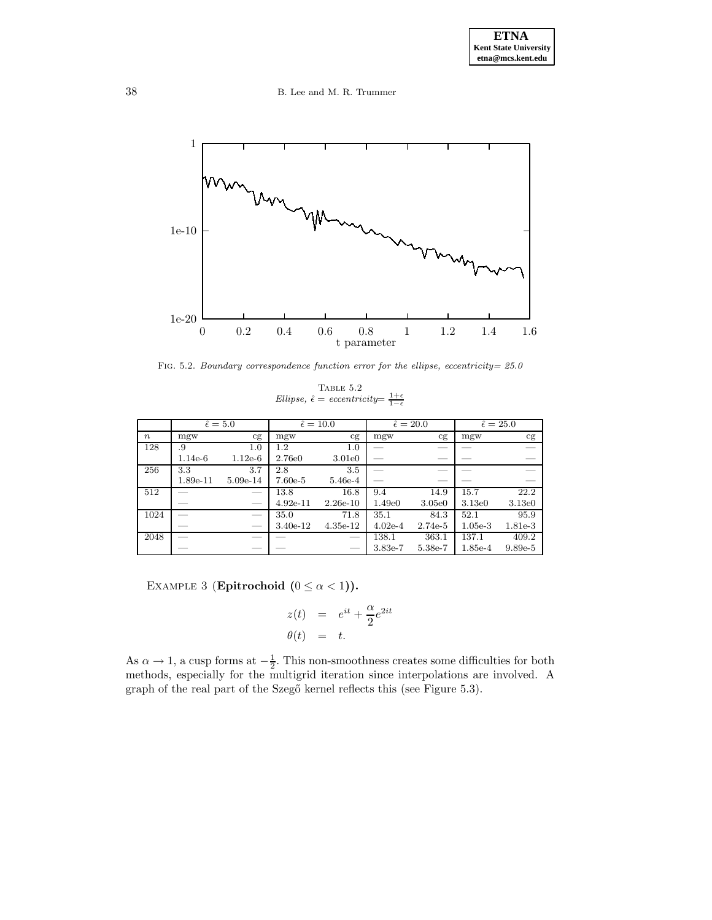FIG. 5.2. *Boundary correspondence function error for the ellipse, eccentricity= 25.0*

TABLE 5.2
*Ellipse,* $\hat{\epsilon}$ = *eccentricity*= $\frac{1+\epsilon}{1-\epsilon}$

| | $\hat{\epsilon} = 5.0$ | | $\hat{\epsilon} = 10.0$ | | $\hat{\epsilon} = 20.0$ | | $\hat{\epsilon} = 25.0$ | |
|---|---|---|---|---|---|---|---|---|
| $n$ | mgw | cg | mgw | cg | mgw | cg | mgw | cg |
| 128 | .9 | 1.0 | 1.2 | 1.0 | — | — | — | — |
| | 1.14e-6 | 1.12e-6 | 2.76e0 | 3.01e0 | — | — | — | — |
| 256 | 3.3 | 3.7 | 2.8 | 3.5 | — | — | — | — |
| | 1.89e-11 | 5.09e-14 | 7.60e-5 | 5.46e-4 | — | — | — | — |
| 512 | — | — | 13.8 | 16.8 | 9.4 | 14.9 | 15.7 | 22.2 |
| | — | — | 4.92e-11 | 2.26e-10 | 1.49e0 | 3.05e0 | 3.13e0 | 3.13e0 |
| 1024 | — | — | 35.0 | 71.8 | 35.1 | 84.3 | 52.1 | 95.9 |
| | — | — | 3.40e-12 | 4.35e-12 | 4.02e-4 | 2.74e-5 | 1.05e-3 | 1.81e-3 |
| 2048 | — | — | — | — | 138.1 | 363.1 | 137.1 | 409.2 |
| | — | — | — | — | 3.83e-7 | 5.38e-7 | 1.85e-4 | 9.89e-5 |

EXAMPLE 3 (**Epitrochoid ($0 \leq \alpha < 1$)).**

$$z(t) = e^{it} + \frac{\alpha}{2}e^{2it}$$
$$\theta(t) = t.$$

As $\alpha \to 1$, a cusp forms at $-\frac{1}{2}$. This non-smoothness creates some difficulties for both methods, especially for the multigrid iteration since interpolations are involved. A graph of the real part of the Szegő kernel reflects this (see Figure 5.3).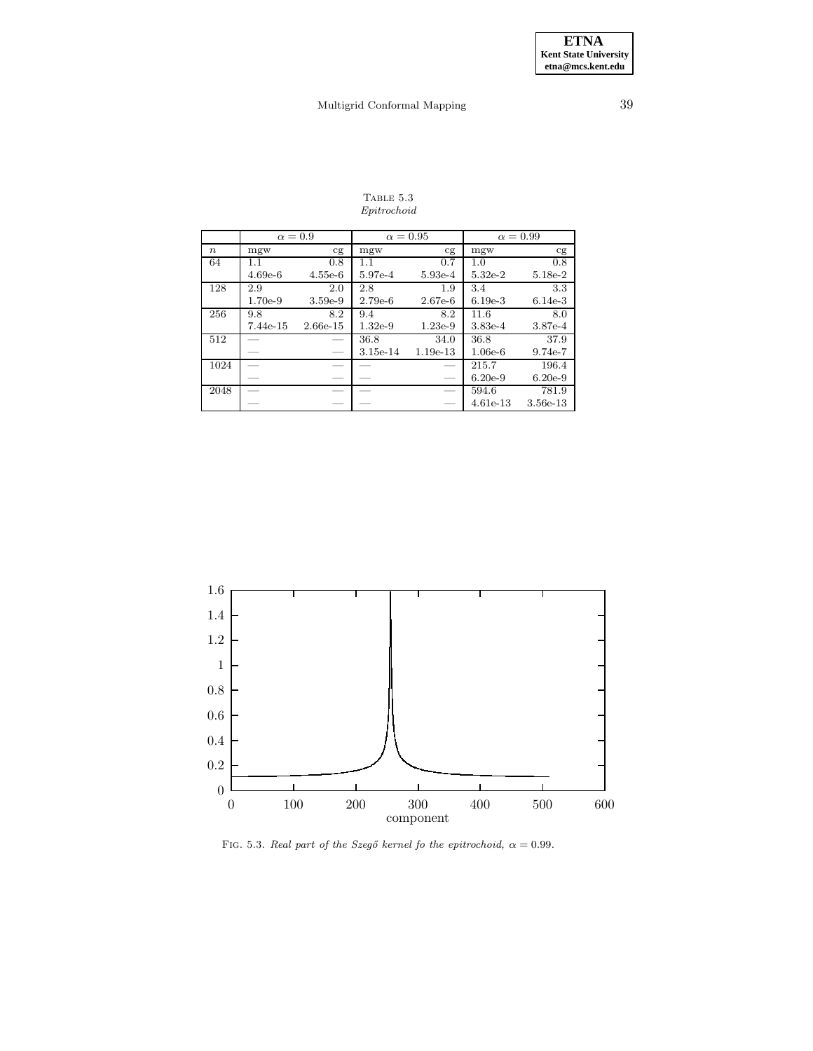TABLE 5.3
*Epitrochoid*

| | $\alpha = 0.9$ | | $\alpha = 0.95$ | | $\alpha = 0.99$ | |
|---|---|---|---|---|---|---|
| $n$ | mgw | cg | mgw | cg | mgw | cg |
| 64 | 1.1 | 0.8 | 1.1 | 0.7 | 1.0 | 0.8 |
| | 4.69e-6 | 4.55e-6 | 5.97e-4 | 5.93e-4 | 5.32e-2 | 5.18e-2 |
| 128 | 2.9 | 2.0 | 2.8 | 1.9 | 3.4 | 3.3 |
| | 1.70e-9 | 3.59e-9 | 2.79e-6 | 2.67e-6 | 6.19e-3 | 6.14e-3 |
| 256 | 9.8 | 8.2 | 9.4 | 8.2 | 11.6 | 8.0 |
| | 7.44e-15 | 2.66e-15 | 1.32e-9 | 1.23e-9 | 3.83e-4 | 3.87e-4 |
| 512 | — | — | 36.8 | 34.0 | 36.8 | 37.9 |
| | — | — | 3.15e-14 | 1.19e-13 | 1.06e-6 | 9.74e-7 |
| 1024 | — | — | — | — | 215.7 | 196.4 |
| | — | — | — | — | 6.20e-9 | 6.20e-9 |
| 2048 | — | — | — | — | 594.6 | 781.9 |
| | — | — | — | — | 4.61e-13 | 3.56e-13 |

FIG. 5.3. *Real part of the Szegő kernel fo the epitrochoid, $\alpha = 0.99$.*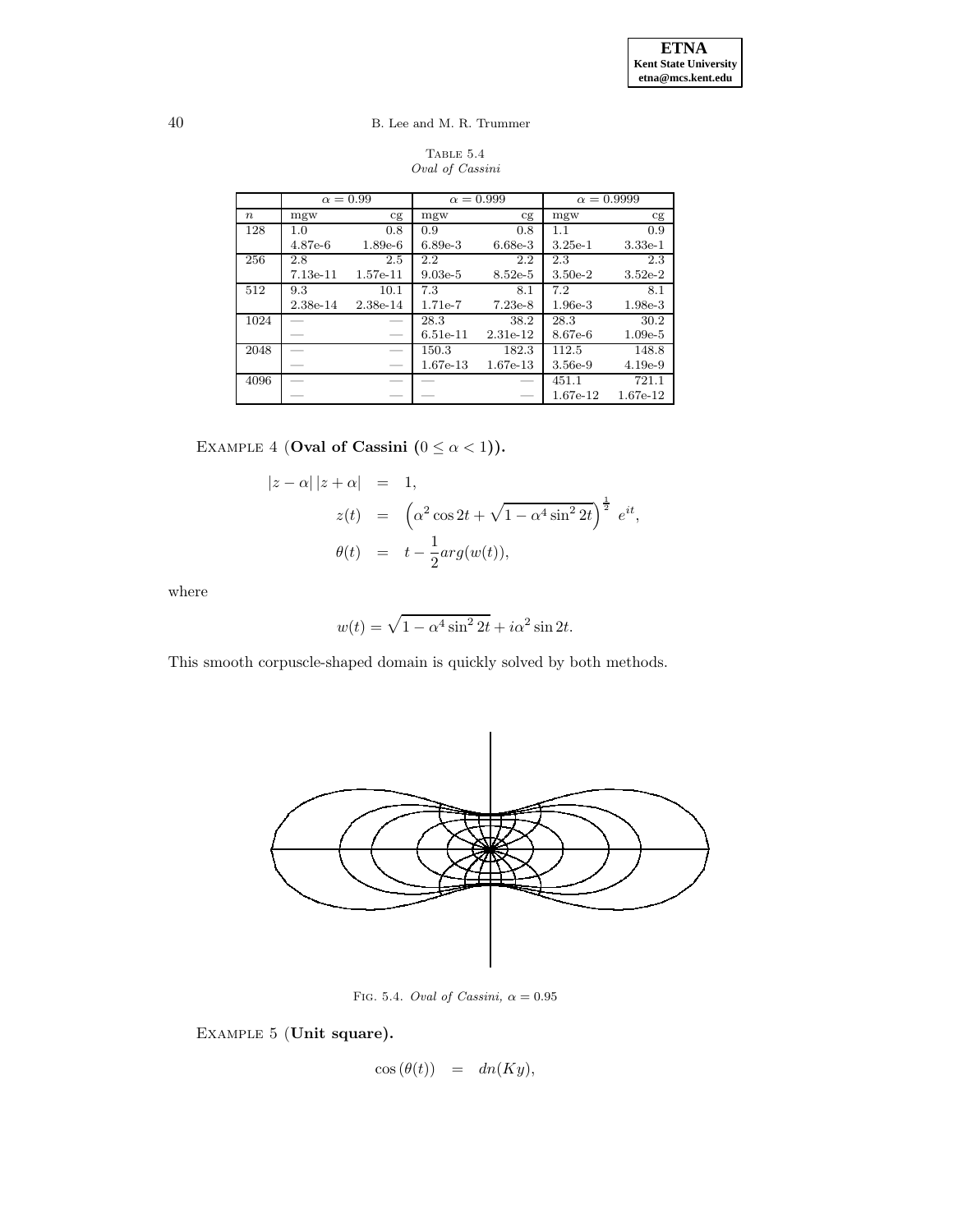TABLE 5.4
*Oval of Cassini*

| | $\alpha = 0.99$ | | $\alpha = 0.999$ | | $\alpha = 0.9999$ | |
|---|---|---|---|---|---|---|
| $n$ | mgw | cg | mgw | cg | mgw | cg |
| 128 | 1.0 | 0.8 | 0.9 | 0.8 | 1.1 | 0.9 |
| | 4.87e-6 | 1.89e-6 | 6.89e-3 | 6.68e-3 | 3.25e-1 | 3.33e-1 |
| 256 | 2.8 | 2.5 | 2.2 | 2.2 | 2.3 | 2.3 |
| | 7.13e-11 | 1.57e-11 | 9.03e-5 | 8.52e-5 | 3.50e-2 | 3.52e-2 |
| 512 | 9.3 | 10.1 | 7.3 | 8.1 | 7.2 | 8.1 |
| | 2.38e-14 | 2.38e-14 | 1.71e-7 | 7.23e-8 | 1.96e-3 | 1.98e-3 |
| 1024 | — | — | 28.3 | 38.2 | 28.3 | 30.2 |
| | — | — | 6.51e-11 | 2.31e-12 | 8.67e-6 | 1.09e-5 |
| 2048 | — | — | 150.3 | 182.3 | 112.5 | 148.8 |
| | — | — | 1.67e-13 | 1.67e-13 | 3.56e-9 | 4.19e-9 |
| 4096 | — | — | — | — | 451.1 | 721.1 |
| | — | — | — | — | 1.67e-12 | 1.67e-12 |

EXAMPLE 4 (**Oval of Cassini ($0 \le \alpha < 1$)).**

$$
\begin{aligned}
|z - \alpha|\,|z + \alpha| &= 1, \\
z(t) &= \left(\alpha^2 \cos 2t + \sqrt{1 - \alpha^4 \sin^2 2t}\right)^{\frac{1}{2}} \; e^{it}, \\
\theta(t) &= t - \frac{1}{2} arg(w(t)),
\end{aligned}
$$

where

$$
w(t) = \sqrt{1 - \alpha^4 \sin^2 2t} + i\alpha^2 \sin 2t.
$$

This smooth corpuscle-shaped domain is quickly solved by both methods.

FIG. 5.4. *Oval of Cassini, $\alpha = 0.95$*

EXAMPLE 5 (**Unit square).**

$$
\cos(\theta(t)) \quad = \quad dn(Ky),
$$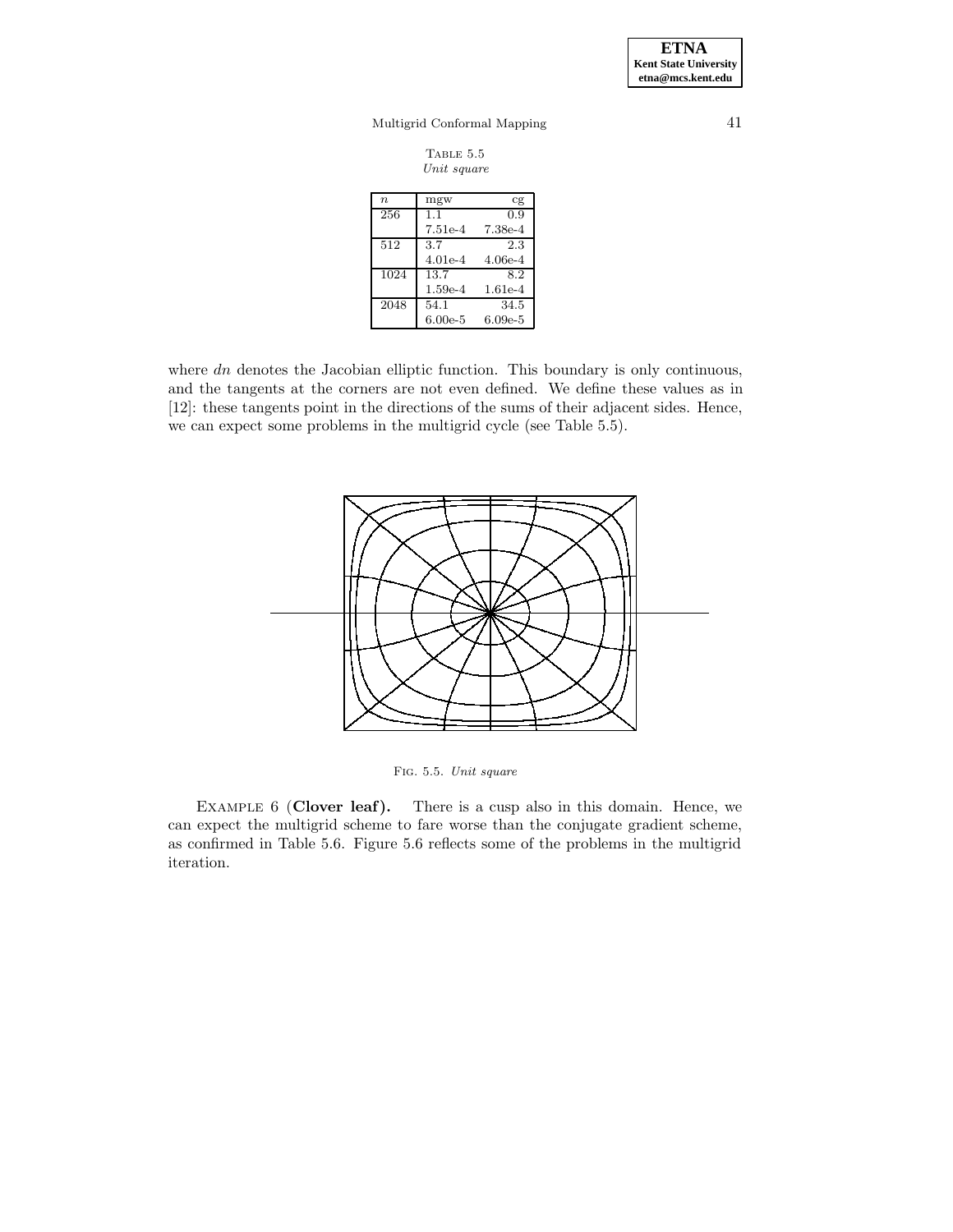TABLE 5.5
*Unit square*

| $n$ | mgw | cg |
|---|---|---|
| 256 | 1.1 | 0.9 |
| | 7.51e-4 | 7.38e-4 |
| 512 | 3.7 | 2.3 |
| | 4.01e-4 | 4.06e-4 |
| 1024 | 13.7 | 8.2 |
| | 1.59e-4 | 1.61e-4 |
| 2048 | 54.1 | 34.5 |
| | 6.00e-5 | 6.09e-5 |

where $dn$ denotes the Jacobian elliptic function. This boundary is only continuous, and the tangents at the corners are not even defined. We define these values as in [12]: these tangents point in the directions of the sums of their adjacent sides. Hence, we can expect some problems in the multigrid cycle (see Table 5.5).

FIG. 5.5. *Unit square*

EXAMPLE 6 (**Clover leaf**). There is a cusp also in this domain. Hence, we can expect the multigrid scheme to fare worse than the conjugate gradient scheme, as confirmed in Table 5.6. Figure 5.6 reflects some of the problems in the multigrid iteration.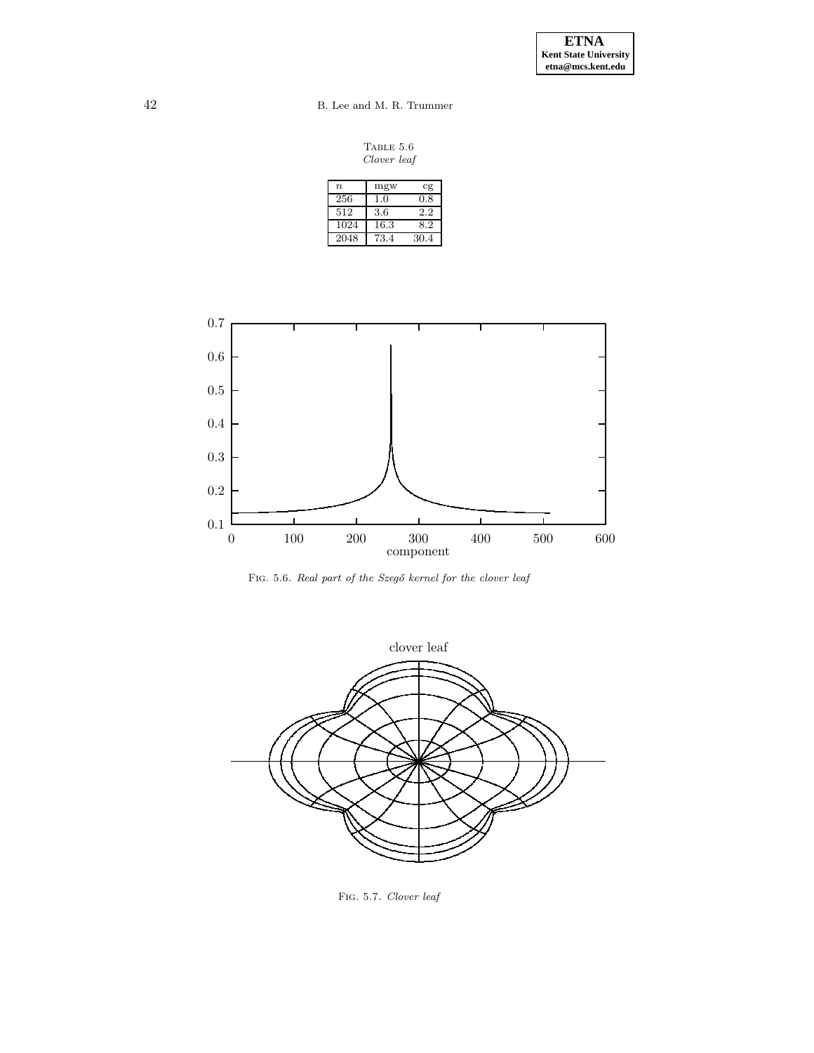TABLE 5.6
*Clover leaf*

| $n$ | mgw | cg |
|---|---|---|
| 256 | 1.0 | 0.8 |
| 512 | 3.6 | 2.2 |
| 1024 | 16.3 | 8.2 |
| 2048 | 73.4 | 30.4 |

FIG. 5.6. *Real part of the Szegő kernel for the clover leaf*

FIG. 5.7. *Clover leaf*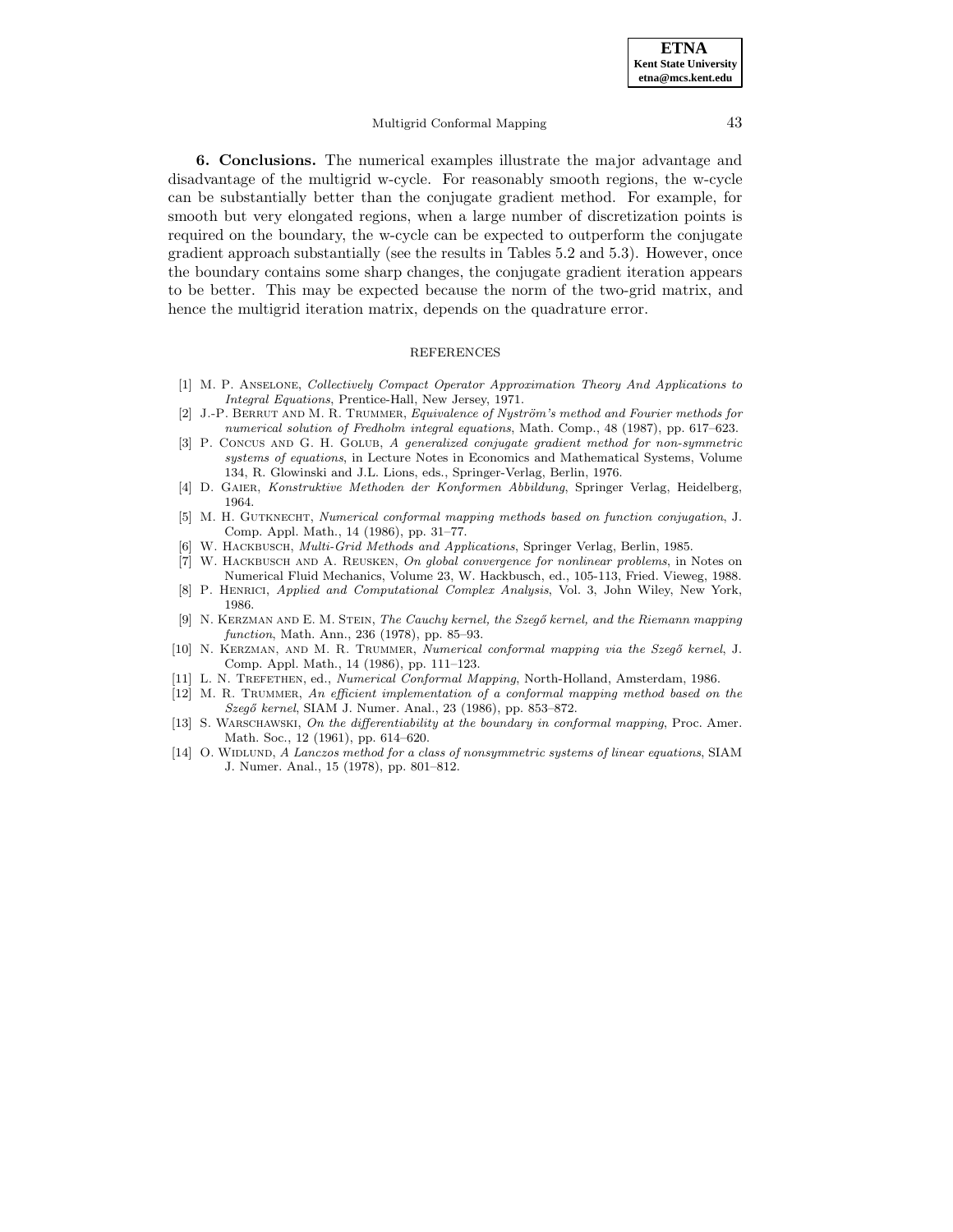**6. Conclusions.** The numerical examples illustrate the major advantage and disadvantage of the multigrid w-cycle. For reasonably smooth regions, the w-cycle can be substantially better than the conjugate gradient method. For example, for smooth but very elongated regions, when a large number of discretization points is required on the boundary, the w-cycle can be expected to outperform the conjugate gradient approach substantially (see the results in Tables 5.2 and 5.3). However, once the boundary contains some sharp changes, the conjugate gradient iteration appears to be better. This may be expected because the norm of the two-grid matrix, and hence the multigrid iteration matrix, depends on the quadrature error.

## REFERENCES

[1] M. P. Anselone, *Collectively Compact Operator Approximation Theory And Applications to Integral Equations*, Prentice-Hall, New Jersey, 1971.

[2] J.-P. Berrut and M. R. Trummer, *Equivalence of Nyström's method and Fourier methods for numerical solution of Fredholm integral equations*, Math. Comp., 48 (1987), pp. 617–623.

[3] P. Concus and G. H. Golub, *A generalized conjugate gradient method for non-symmetric systems of equations*, in Lecture Notes in Economics and Mathematical Systems, Volume 134, R. Glowinski and J.L. Lions, eds., Springer-Verlag, Berlin, 1976.

[4] D. Gaier, *Konstruktive Methoden der Konformen Abbildung*, Springer Verlag, Heidelberg, 1964.

[5] M. H. Gutknecht, *Numerical conformal mapping methods based on function conjugation*, J. Comp. Appl. Math., 14 (1986), pp. 31–77.

[6] W. Hackbusch, *Multi-Grid Methods and Applications*, Springer Verlag, Berlin, 1985.

[7] W. Hackbusch and A. Reusken, *On global convergence for nonlinear problems*, in Notes on Numerical Fluid Mechanics, Volume 23, W. Hackbusch, ed., 105-113, Fried. Vieweg, 1988.

[8] P. Henrici, *Applied and Computational Complex Analysis*, Vol. 3, John Wiley, New York, 1986.

[9] N. Kerzman and E. M. Stein, *The Cauchy kernel, the Szegő kernel, and the Riemann mapping function*, Math. Ann., 236 (1978), pp. 85–93.

[10] N. Kerzman, and M. R. Trummer, *Numerical conformal mapping via the Szegő kernel*, J. Comp. Appl. Math., 14 (1986), pp. 111–123.

[11] L. N. Trefethen, ed., *Numerical Conformal Mapping*, North-Holland, Amsterdam, 1986.

[12] M. R. Trummer, *An efficient implementation of a conformal mapping method based on the Szegő kernel*, SIAM J. Numer. Anal., 23 (1986), pp. 853–872.

[13] S. Warschawski, *On the differentiability at the boundary in conformal mapping*, Proc. Amer. Math. Soc., 12 (1961), pp. 614–620.

[14] O. Widlund, *A Lanczos method for a class of nonsymmetric systems of linear equations*, SIAM J. Numer. Anal., 15 (1978), pp. 801–812.